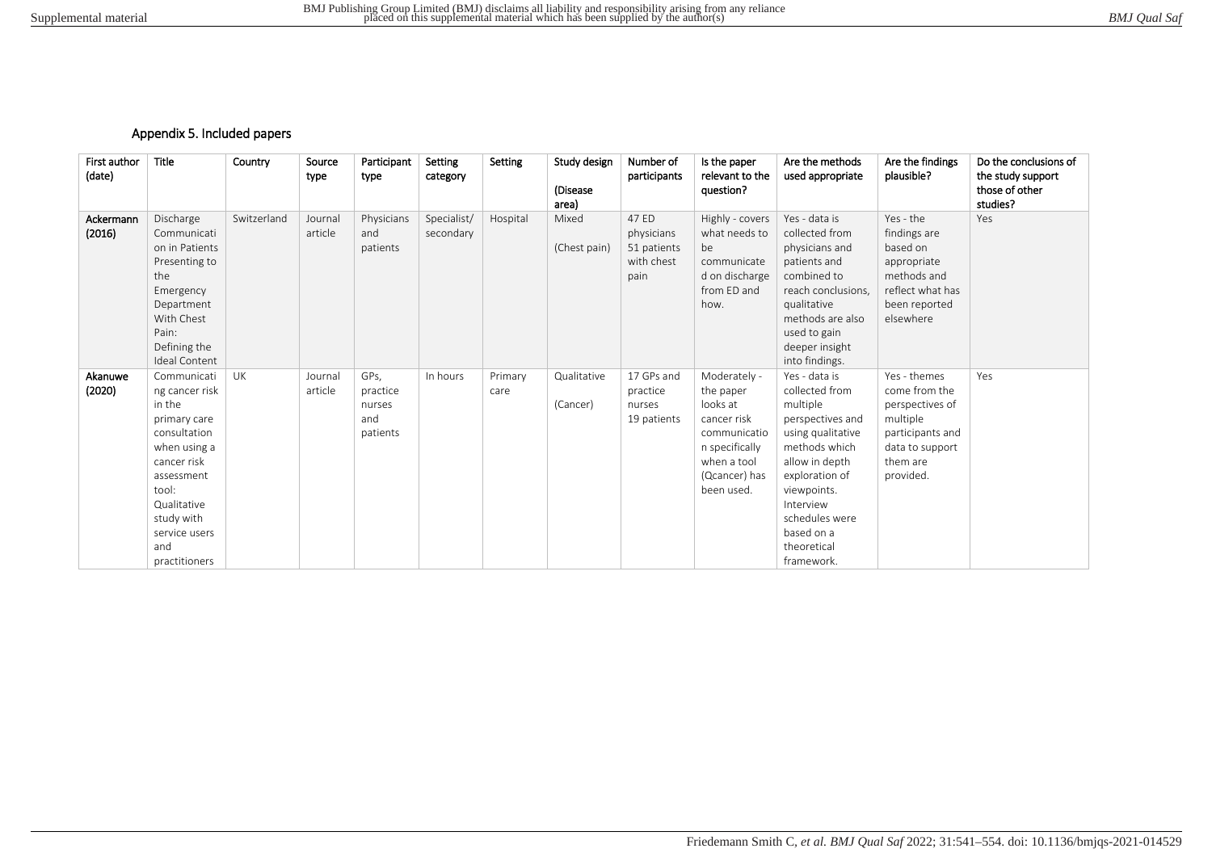## Appendix 5. Included papers

| First author (date) | Title | Country | Source type | Participant type | Setting category | Setting | Study design (Disease area) | Number of participants | Is the paper relevant to the question? | Are the methods used appropriate | Are the findings plausible? | Do the conclusions of the study support those of other studies? |
|---|---|---|---|---|---|---|---|---|---|---|---|---|
| **Ackermann (2016)** | Discharge Communication in Patients Presenting to the Emergency Department With Chest Pain: Defining the Ideal Content | Switzerland | Journal article | Physicians and patients | Specialist/ secondary | Hospital | Mixed (Chest pain) | 47 ED physicians 51 patients with chest pain | Highly - covers what needs to be communicated on discharge from ED and how. | Yes - data is collected from physicians and patients and combined to reach conclusions, qualitative methods are also used to gain deeper insight into findings. | Yes - the findings are based on appropriate methods and reflect what has been reported elsewhere | Yes |
| **Akanuwe (2020)** | Communicating cancer risk in the primary care consultation when using a cancer risk assessment tool: Qualitative study with service users and practitioners | UK | Journal article | GPs, practice nurses and patients | In hours | Primary care | Qualitative (Cancer) | 17 GPs and practice nurses 19 patients | Moderately - the paper looks at cancer risk communication specifically when a tool (Qcancer) has been used. | Yes - data is collected from multiple perspectives and using qualitative methods which allow in depth exploration of viewpoints. Interview schedules were based on a theoretical framework. | Yes - themes come from the perspectives of multiple participants and data to support them are provided. | Yes |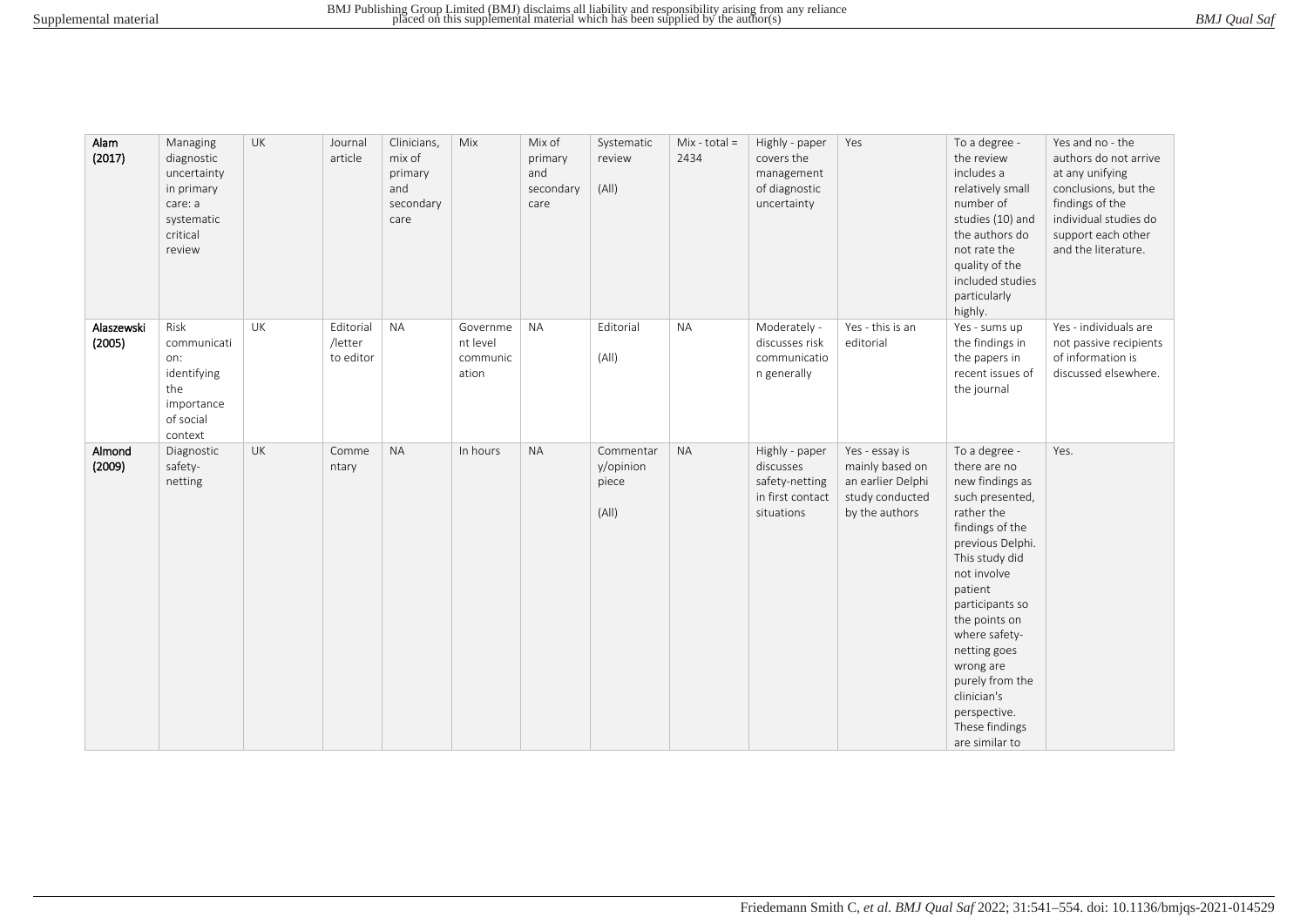| **Alam (2017)** | Managing diagnostic uncertainty in primary care: a systematic critical review | UK | Journal article | Clinicians, mix of primary and secondary care | Mix | Mix of primary and secondary care | Systematic review (All) | Mix - total = 2434 | Highly - paper covers the management of diagnostic uncertainty | Yes | To a degree - the review includes a relatively small number of studies (10) and the authors do not rate the quality of the included studies particularly highly. | Yes and no - the authors do not arrive at any unifying conclusions, but the findings of the individual studies do support each other and the literature. |
|---|---|---|---|---|---|---|---|---|---|---|---|---|
| **Alaszewski (2005)** | Risk communication: identifying the importance of social context | UK | Editorial /letter to editor | NA | Government level communication | NA | Editorial (All) | NA | Moderately - discusses risk communication generally | Yes - this is an editorial | Yes - sums up the findings in the papers in recent issues of the journal | Yes - individuals are not passive recipients of information is discussed elsewhere. |
| **Almond (2009)** | Diagnostic safety-netting | UK | Commentary | NA | In hours | NA | Commentary/opinion piece (All) | NA | Highly - paper discusses safety-netting in first contact situations | Yes - essay is mainly based on an earlier Delphi study conducted by the authors | To a degree - there are no new findings as such presented, rather the findings of the previous Delphi. This study did not involve patient participants so the points on where safety-netting goes wrong are purely from the clinician's perspective. These findings are similar to | Yes. |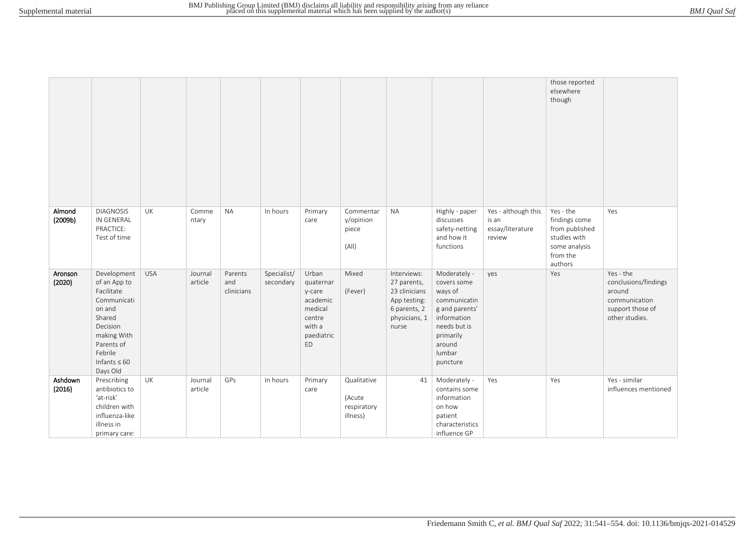|  |  |  |  |  |  |  |  |  |  |  | those reported elsewhere though |  |
|---|---|---|---|---|---|---|---|---|---|---|---|---|
| **Almond (2009b)** | DIAGNOSIS IN GENERAL PRACTICE: Test of time | UK | Commentary | NA | In hours | Primary care | Commentary/opinion piece (All) | NA | Highly - paper discusses safety-netting and how it functions | Yes - although this is an essay/literature review | Yes - the findings come from published studies with some analysis from the authors | Yes |
| **Aronson (2020)** | Development of an App to Facilitate Communication and Shared Decision making With Parents of Febrile Infants ≤ 60 Days Old | USA | Journal article | Parents and clinicians | Specialist/secondary | Urban quaternary-care academic medical centre with a paediatric ED | Mixed (Fever) | Interviews: 27 parents, 23 clinicians App testing: 6 parents, 2 physicians, 1 nurse | Moderately - covers some ways of communicating and parents' information needs but is primarily around lumbar puncture | yes | Yes | Yes - the conclusions/findings around communication support those of other studies. |
| **Ashdown (2016)** | Prescribing antibiotics to 'at-risk' children with influenza-like illness in primary care: | UK | Journal article | GPs | In hours | Primary care | Qualitative (Acute respiratory illness) | 41 | Moderately - contains some information on how patient characteristics influence GP | Yes | Yes | Yes - similar influences mentioned |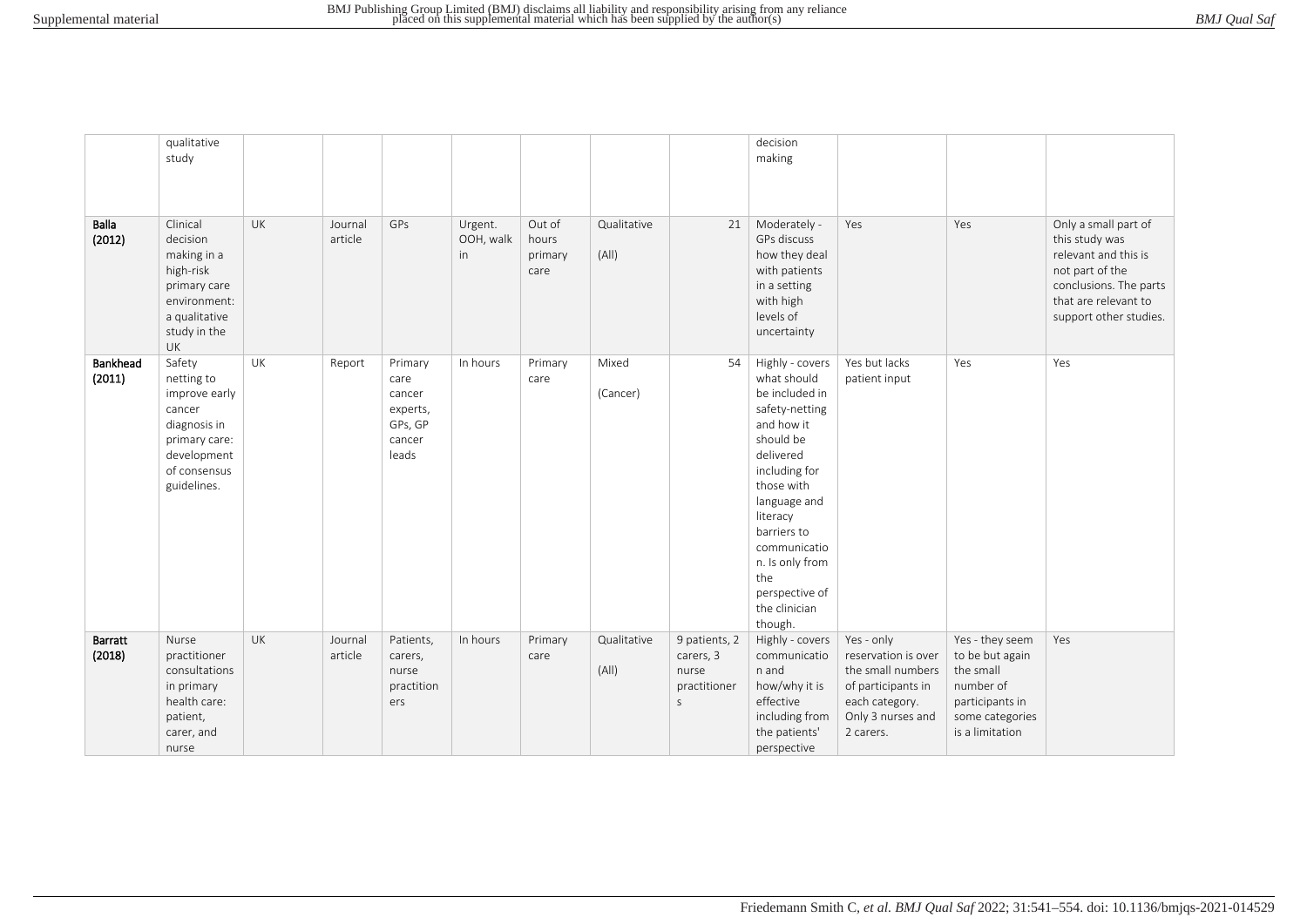| | qualitative study | | | | | | | | decision making | | | |
|---|---|---|---|---|---|---|---|---|---|---|---|---|
| **Balla (2012)** | Clinical decision making in a high-risk primary care environment: a qualitative study in the UK | UK | Journal article | GPs | Urgent. OOH, walk in | Out of hours primary care | Qualitative (All) | 21 | Moderately - GPs discuss how they deal with patients in a setting with high levels of uncertainty | Yes | Yes | Only a small part of this study was relevant and this is not part of the conclusions. The parts that are relevant to support other studies. |
| **Bankhead (2011)** | Safety netting to improve early cancer diagnosis in primary care: development of consensus guidelines. | UK | Report | Primary care cancer experts, GPs, GP cancer leads | In hours | Primary care | Mixed (Cancer) | 54 | Highly - covers what should be included in safety-netting and how it should be delivered including for those with language and literacy barriers to communication. Is only from the perspective of the clinician though. | Yes but lacks patient input | Yes | Yes |
| **Barratt (2018)** | Nurse practitioner consultations in primary health care: patient, carer, and nurse | UK | Journal article | Patients, carers, nurse practitioners | In hours | Primary care | Qualitative (All) | 9 patients, 2 carers, 3 nurse practitioners | Highly - covers communication and how/why it is effective including from the patients' perspective | Yes - only reservation is over the small numbers of participants in each category. Only 3 nurses and 2 carers. | Yes - they seem to be but again the small number of participants in some categories is a limitation | Yes |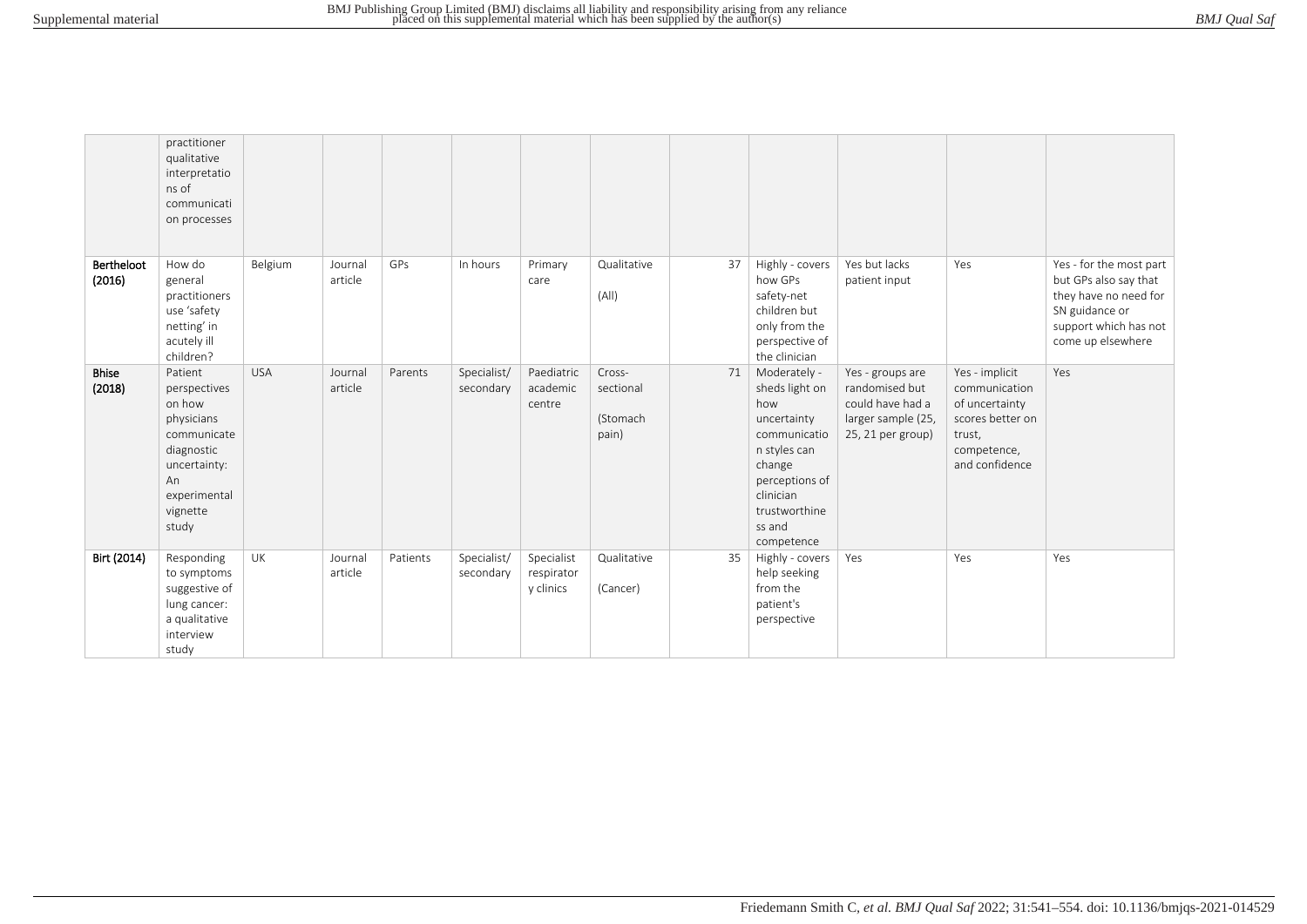| | practitioner qualitative interpretations of communication processes | | | | | | | | | | | |
|---|---|---|---|---|---|---|---|---|---|---|---|---|
| **Bertheloot (2016)** | How do general practitioners use 'safety netting' in acutely ill children? | Belgium | Journal article | GPs | In hours | Primary care | Qualitative (All) | 37 | Highly - covers how GPs safety-net children but only from the perspective of the clinician | Yes but lacks patient input | Yes | Yes - for the most part but GPs also say that they have no need for SN guidance or support which has not come up elsewhere |
| **Bhise (2018)** | Patient perspectives on how physicians communicate diagnostic uncertainty: An experimental vignette study | USA | Journal article | Parents | Specialist/ secondary | Paediatric academic centre | Cross-sectional (Stomach pain) | 71 | Moderately - sheds light on how uncertainty communication styles can change perceptions of clinician trustworthiness and competence | Yes - groups are randomised but could have had a larger sample (25, 25, 21 per group) | Yes - implicit communication of uncertainty scores better on trust, competence, and confidence | Yes |
| **Birt (2014)** | Responding to symptoms suggestive of lung cancer: a qualitative interview study | UK | Journal article | Patients | Specialist/ secondary | Specialist respiratory clinics | Qualitative (Cancer) | 35 | Highly - covers help seeking from the patient's perspective | Yes | Yes | Yes |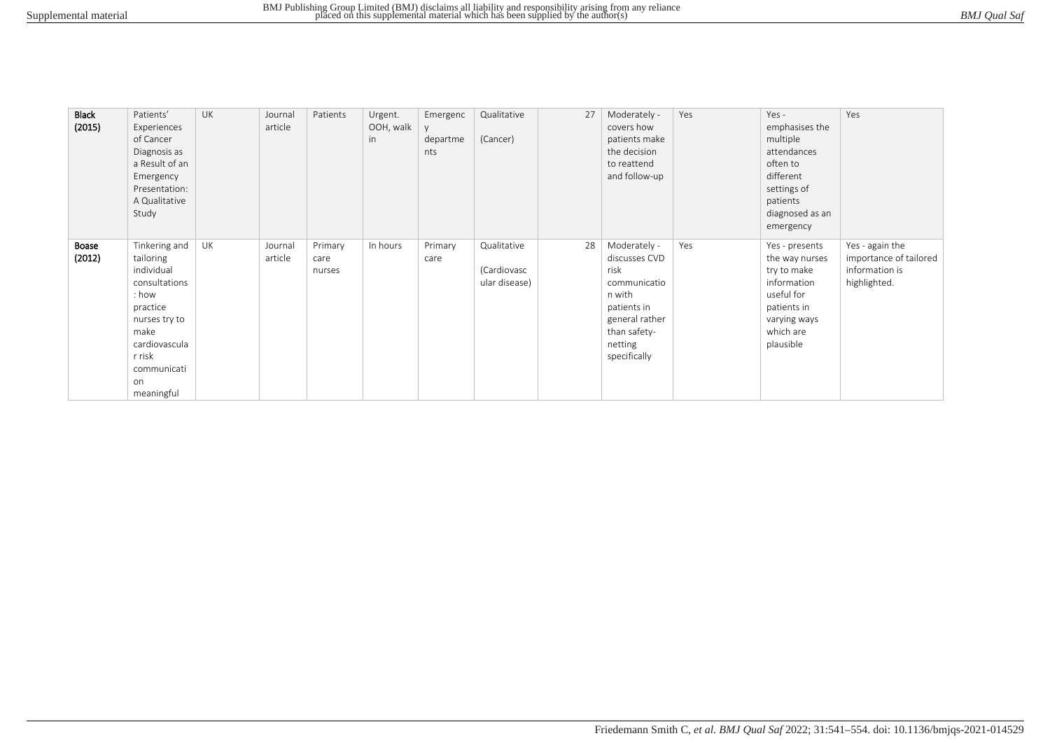| **Black (2015)** | Patients' Experiences of Cancer Diagnosis as a Result of an Emergency Presentation: A Qualitative Study | UK | Journal article | Patients | Urgent. OOH, walk in | Emergency departments | Qualitative (Cancer) | 27 | Moderately - covers how patients make the decision to reattend and follow-up | Yes | Yes - emphasises the multiple attendances often to different settings of patients diagnosed as an emergency | Yes |
|---|---|---|---|---|---|---|---|---|---|---|---|---|
| **Boase (2012)** | Tinkering and tailoring individual consultations: how practice nurses try to make cardiovascular risk communication meaningful | UK | Journal article | Primary care nurses | In hours | Primary care | Qualitative (Cardiovascular disease) | 28 | Moderately - discusses CVD risk communication with patients in general rather than safety-netting specifically | Yes | Yes - presents the way nurses try to make information useful for patients in varying ways which are plausible | Yes - again the importance of tailored information is highlighted. |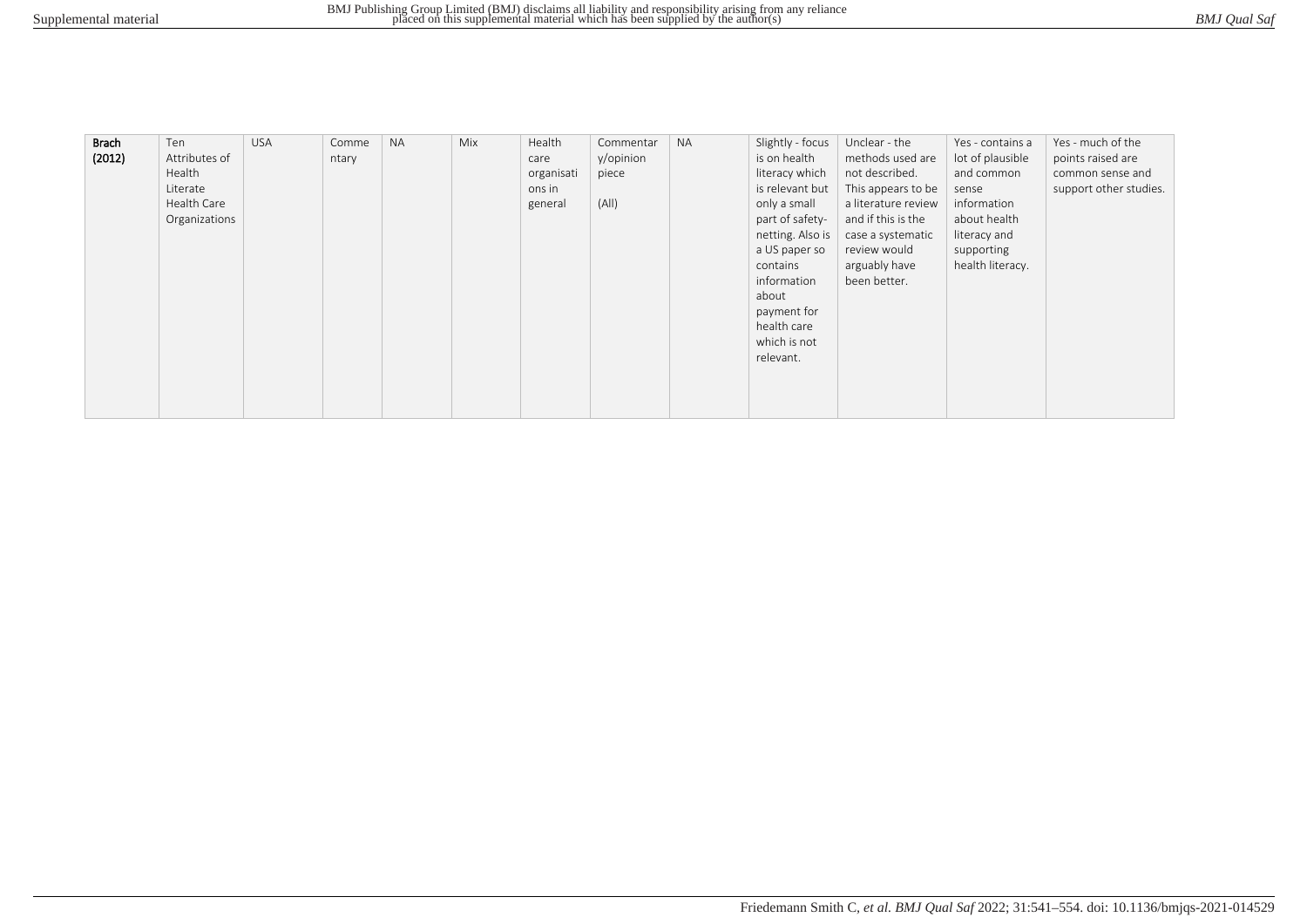| | | | | | | | | | | | | |
|---|---|---|---|---|---|---|---|---|---|---|---|---|
| **Brach (2012)** | Ten Attributes of Health Literate Health Care Organizations | USA | Commentary | NA | Mix | Health care organisations in general | Commentary/opinion piece (All) | NA | Slightly - focus is on health literacy which is relevant but only a small part of safety-netting. Also is a US paper so contains information about payment for health care which is not relevant. | Unclear - the methods used are not described. This appears to be a literature review and if this is the case a systematic review would arguably have been better. | Yes - contains a lot of plausible and common sense information about health literacy and supporting health literacy. | Yes - much of the points raised are common sense and support other studies. |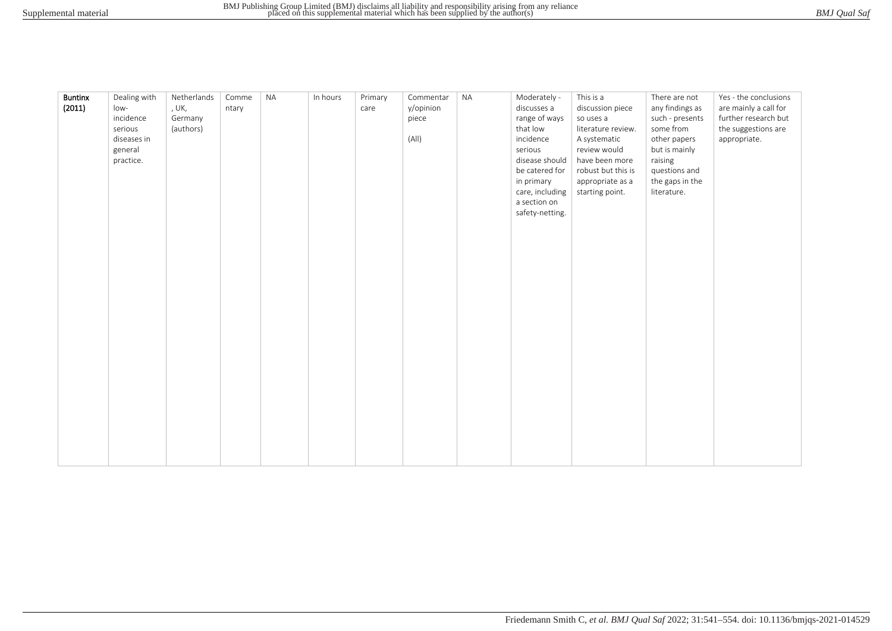| | | | | | | | | | | | | |
|---|---|---|---|---|---|---|---|---|---|---|---|---|
| **Buntinx (2011)** | Dealing with low-incidence serious diseases in general practice. | Netherlands, UK, Germany (authors) | Commentary | NA | In hours | Primary care | Commentary/opinion piece<br><br>(All) | NA | Moderately - discusses a range of ways that low incidence serious disease should be catered for in primary care, including a section on safety-netting. | This is a discussion piece so uses a literature review. A systematic review would have been more robust but this is appropriate as a starting point. | There are not any findings as such - presents some from other papers but is mainly raising questions and the gaps in the literature. | Yes - the conclusions are mainly a call for further research but the suggestions are appropriate. |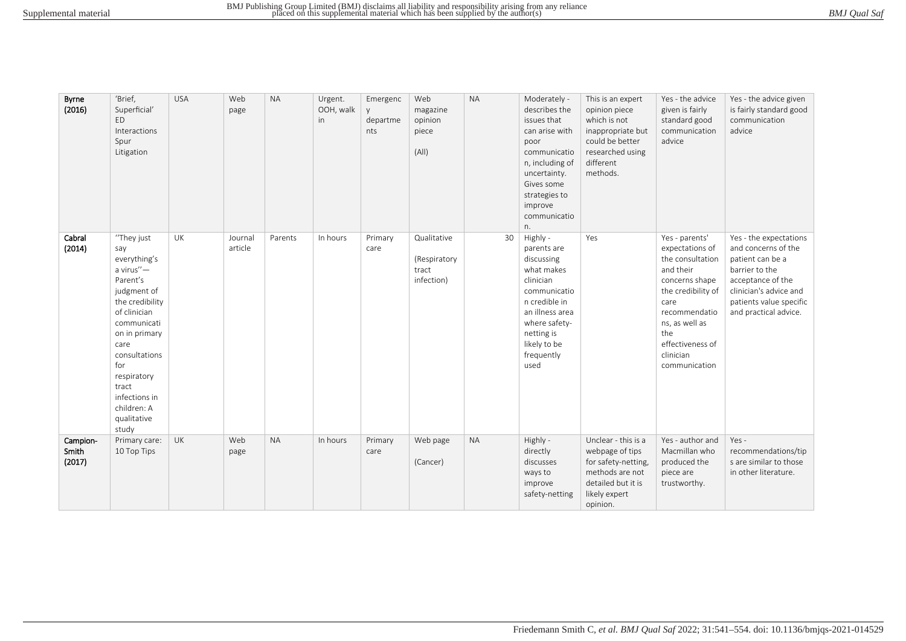| | | | | | | | | | | | | |
|---|---|---|---|---|---|---|---|---|---|---|---|---|
| **Byrne (2016)** | 'Brief, Superficial' ED Interactions Spur Litigation | USA | Web page | NA | Urgent. OOH, walk in | Emergency departments | Web magazine opinion piece (All) | NA | Moderately - describes the issues that can arise with poor communication, including of uncertainty. Gives some strategies to improve communication. | This is an expert opinion piece which is not inappropriate but could be better researched using different methods. | Yes - the advice given is fairly standard good communication advice | Yes - the advice given is fairly standard good communication advice |
| **Cabral (2014)** | ''They just say everything's a virus''—Parent's judgment of the credibility of clinician communication in primary care consultations for respiratory tract infections in children: A qualitative study | UK | Journal article | Parents | In hours | Primary care | Qualitative (Respiratory tract infection) | 30 | Highly - parents are discussing what makes clinician communication credible in an illness area where safety-netting is likely to be frequently used | Yes | Yes - parents' expectations of the consultation and their concerns shape the credibility of care recommendations, as well as the effectiveness of clinician communication | Yes - the expectations and concerns of the patient can be a barrier to the acceptance of the clinician's advice and patients value specific and practical advice. |
| **Campion-Smith (2017)** | Primary care: 10 Top Tips | UK | Web page | NA | In hours | Primary care | Web page (Cancer) | NA | Highly - directly discusses ways to improve safety-netting | Unclear - this is a webpage of tips for safety-netting, methods are not detailed but it is likely expert opinion. | Yes - author and Macmillan who produced the piece are trustworthy. | Yes - recommendations/tips are similar to those in other literature. |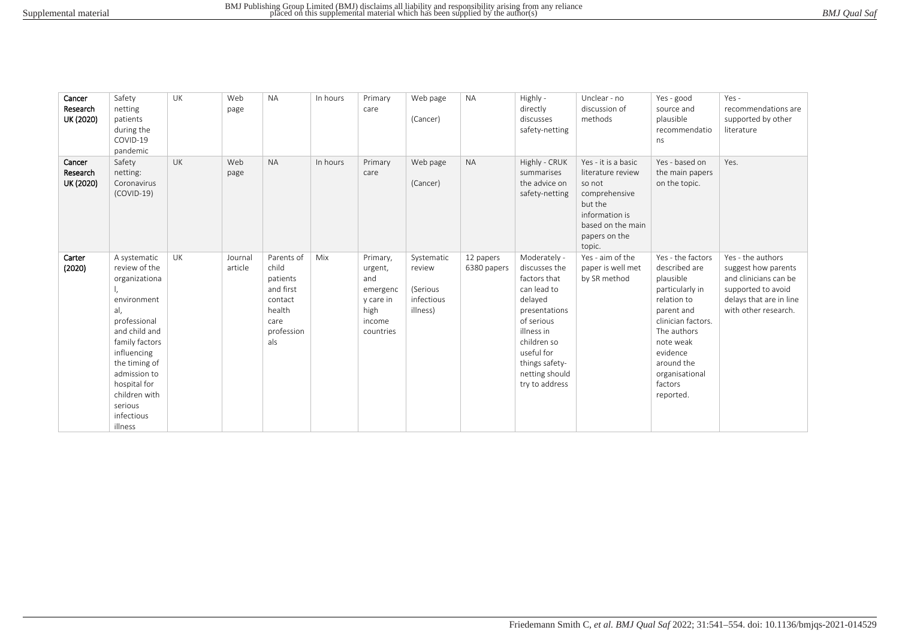| Cancer Research UK (2020) | Safety netting patients during the COVID-19 pandemic | UK | Web page | NA | In hours | Primary care | Web page (Cancer) | NA | Highly - directly discusses safety-netting | Unclear - no discussion of methods | Yes - good source and plausible recommendations | Yes - recommendations are supported by other literature |
|---|---|---|---|---|---|---|---|---|---|---|---|---|
| Cancer Research UK (2020) | Safety netting: Coronavirus (COVID-19) | UK | Web page | NA | In hours | Primary care | Web page (Cancer) | NA | Highly - CRUK summarises the advice on safety-netting | Yes - it is a basic literature review so not comprehensive but the information is based on the main papers on the topic. | Yes - based on the main papers on the topic. | Yes. |
| Carter (2020) | A systematic review of the organizational, environmental, professional and child and family factors influencing the timing of admission to hospital for children with serious infectious illness | UK | Journal article | Parents of child patients and first contact health care professionals | Mix | Primary, urgent, and emergency care in high income countries | Systematic review (Serious infectious illness) | 12 papers 6380 papers | Moderately - discusses the factors that can lead to delayed presentations of serious illness in children so useful for things safety-netting should try to address | Yes - aim of the paper is well met by SR method | Yes - the factors described are plausible particularly in relation to parent and clinician factors. The authors note weak evidence around the organisational factors reported. | Yes - the authors suggest how parents and clinicians can be supported to avoid delays that are in line with other research. |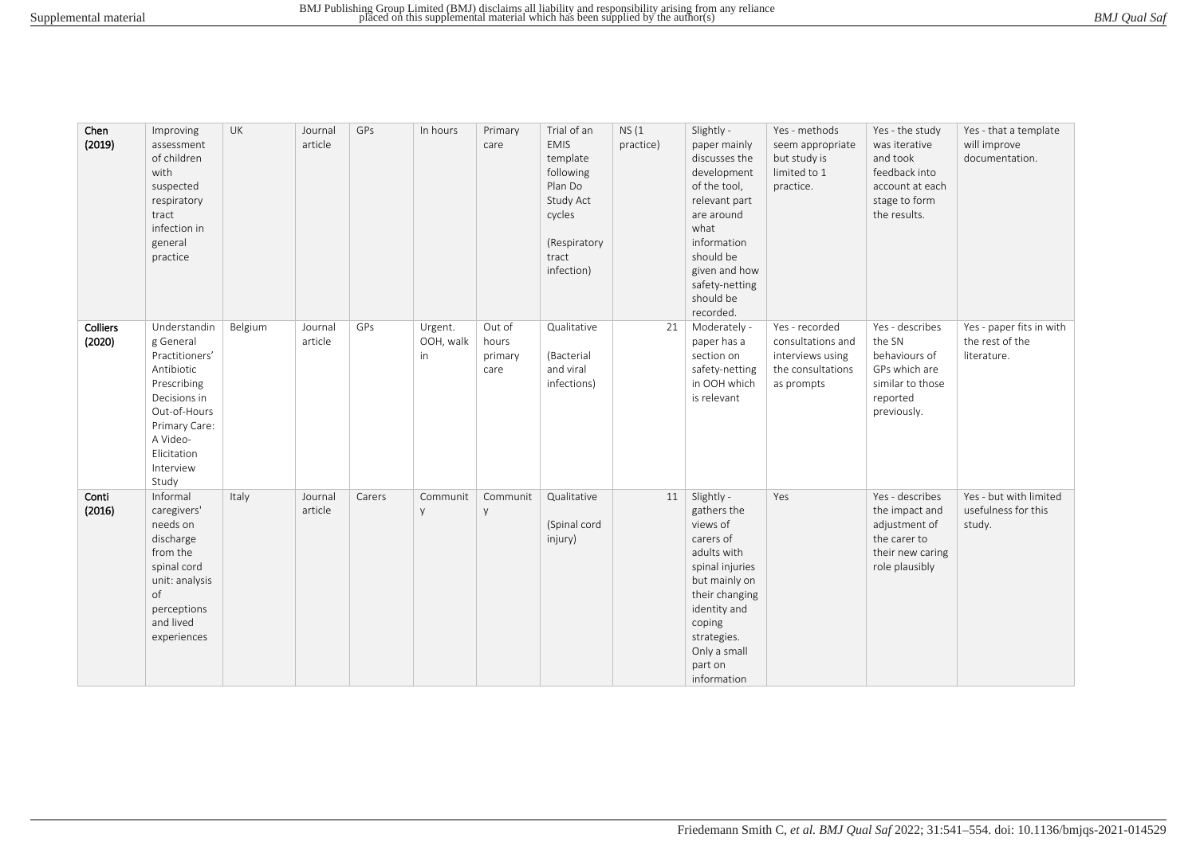| | | | | | | | | | | | | |
|---|---|---|---|---|---|---|---|---|---|---|---|---|
| **Chen (2019)** | Improving assessment of children with suspected respiratory tract infection in general practice | UK | Journal article | GPs | In hours | Primary care | Trial of an EMIS template following Plan Do Study Act cycles (Respiratory tract infection) | NS (1 practice) | Slightly - paper mainly discusses the development of the tool, relevant part are around what information should be given and how safety-netting should be recorded. | Yes - methods seem appropriate but study is limited to 1 practice. | Yes - the study was iterative and took feedback into account at each stage to form the results. | Yes - that a template will improve documentation. |
| **Colliers (2020)** | Understanding General Practitioners' Antibiotic Prescribing Decisions in Out-of-Hours Primary Care: A Video-Elicitation Interview Study | Belgium | Journal article | GPs | Urgent. OOH, walk in | Out of hours primary care | Qualitative (Bacterial and viral infections) | 21 | Moderately - paper has a section on safety-netting in OOH which is relevant | Yes - recorded consultations and interviews using the consultations as prompts | Yes - describes the SN behaviours of GPs which are similar to those reported previously. | Yes - paper fits in with the rest of the literature. |
| **Conti (2016)** | Informal caregivers' needs on discharge from the spinal cord unit: analysis of perceptions and lived experiences | Italy | Journal article | Carers | Community | Community | Qualitative (Spinal cord injury) | 11 | Slightly - gathers the views of carers of adults with spinal injuries but mainly on their changing identity and coping strategies. Only a small part on information | Yes | Yes - describes the impact and adjustment of the carer to their new caring role plausibly | Yes - but with limited usefulness for this study. |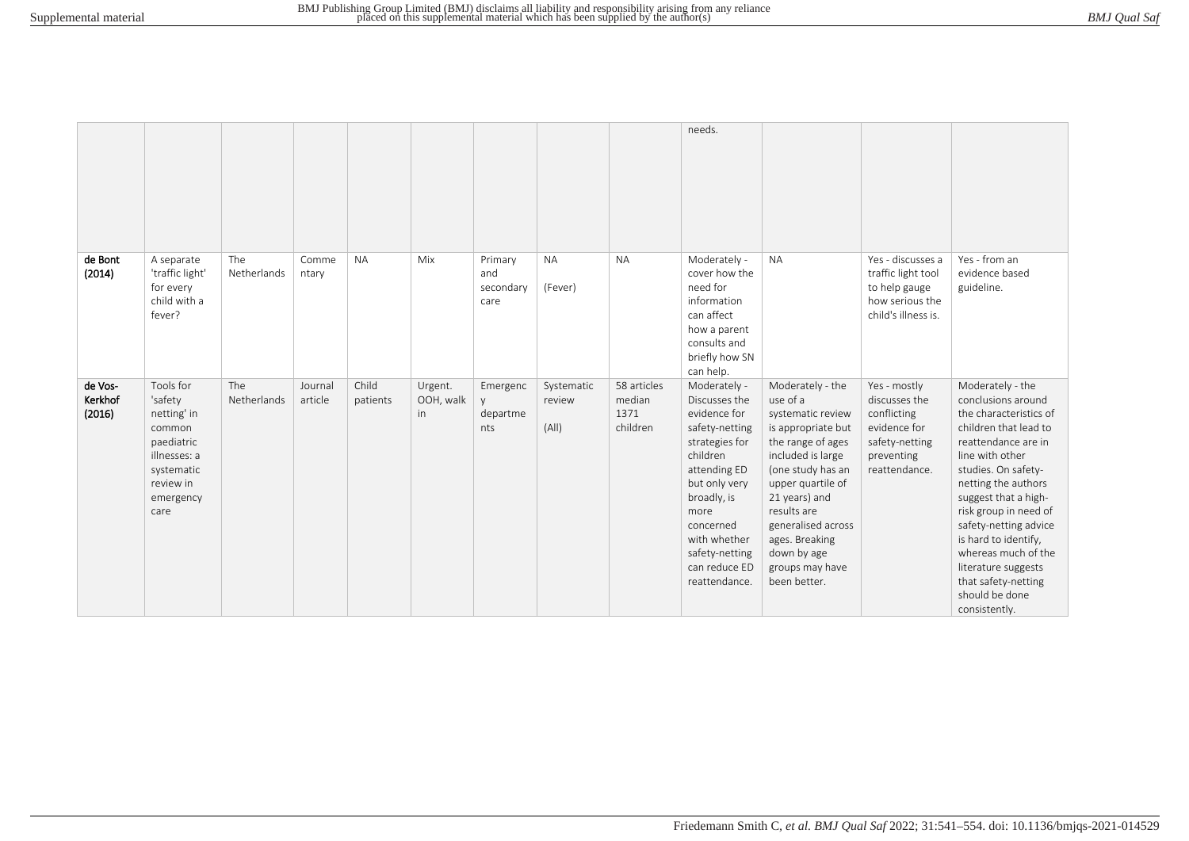| | | | | | | | | | | | | |
|---|---|---|---|---|---|---|---|---|---|---|---|---|
| | | | | | | | | | needs. | | | |
| **de Bont (2014)** | A separate 'traffic light' for every child with a fever? | The Netherlands | Commentary | NA | Mix | Primary and secondary care | NA (Fever) | NA | Moderately - cover how the need for information can affect how a parent consults and briefly how SN can help. | NA | Yes - discusses a traffic light tool to help gauge how serious the child's illness is. | Yes - from an evidence based guideline. |
| **de Vos-Kerkhof (2016)** | Tools for 'safety netting' in common paediatric illnesses: a systematic review in emergency care | The Netherlands | Journal article | Child patients | Urgent. OOH, walk in | Emergency departments | Systematic review (All) | 58 articles median 1371 children | Moderately - Discusses the evidence for safety-netting strategies for children attending ED but only very broadly, is more concerned with whether safety-netting can reduce ED reattendance. | Moderately - the use of a systematic review is appropriate but the range of ages included is large (one study has an upper quartile of 21 years) and results are generalised across ages. Breaking down by age groups may have been better. | Yes - mostly discusses the conflicting evidence for safety-netting preventing reattendance. | Moderately - the conclusions around the characteristics of children that lead to reattendance are in line with other studies. On safety-netting the authors suggest that a high-risk group in need of safety-netting advice is hard to identify, whereas much of the literature suggests that safety-netting should be done consistently. |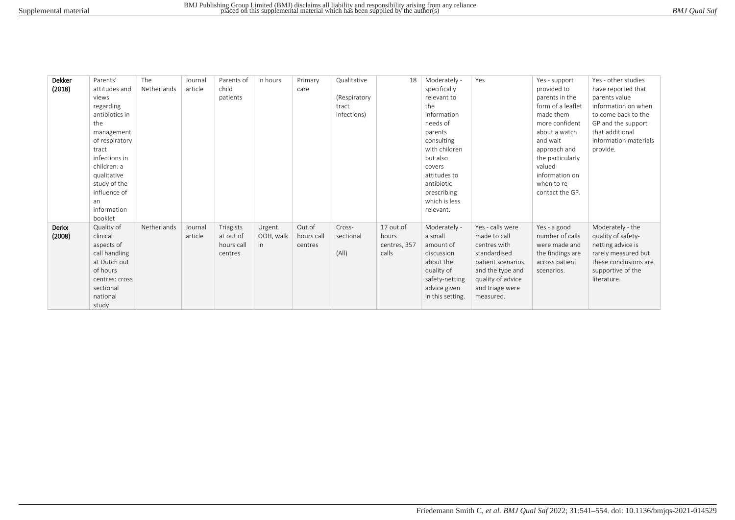| **Dekker (2018)** | Parents' attitudes and views regarding antibiotics in the management of respiratory tract infections in children: a qualitative study of the influence of an information booklet | The Netherlands | Journal article | Parents of child patients | In hours | Primary care | Qualitative (Respiratory tract infections) | 18 | Moderately - specifically relevant to the information needs of parents consulting with children but also covers attitudes to antibiotic prescribing which is less relevant. | Yes | Yes - support provided to parents in the form of a leaflet made them more confident about a watch and wait approach and the particularly valued information on when to re-contact the GP. | Yes - other studies have reported that parents value information on when to come back to the GP and the support that additional information materials provide. |
|---|---|---|---|---|---|---|---|---|---|---|---|---|
| **Derkx (2008)** | Quality of clinical aspects of call handling at Dutch out of hours centres: cross sectional national study | Netherlands | Journal article | Triagists at out of hours call centres | Urgent. OOH, walk in | Out of hours call centres | Cross-sectional (All) | 17 out of hours centres, 357 calls | Moderately - a small amount of discussion about the quality of safety-netting advice given in this setting. | Yes - calls were made to call centres with standardised patient scenarios and the type and quality of advice and triage were measured. | Yes - a good number of calls were made and the findings are across patient scenarios. | Moderately - the quality of safety-netting advice is rarely measured but these conclusions are supportive of the literature. |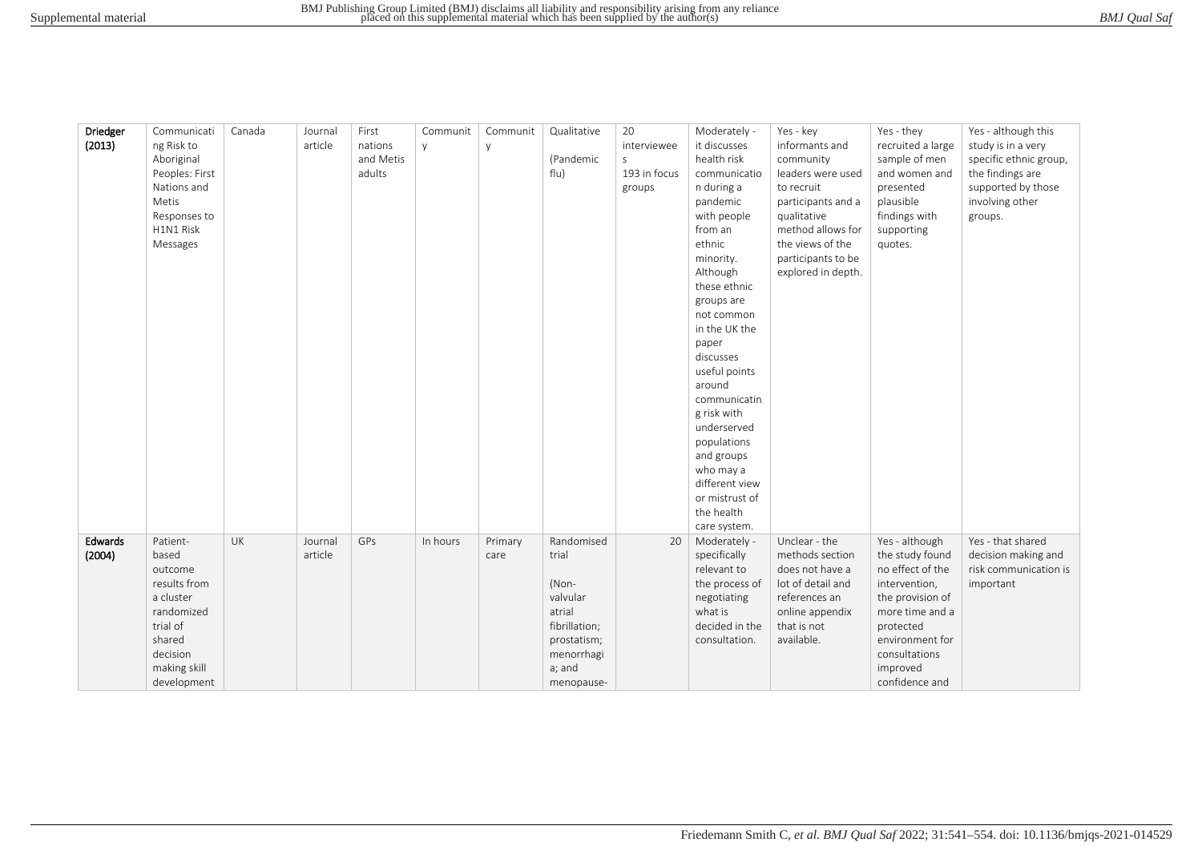| Driedger (2013) | Communicating Risk to Aboriginal Peoples: First Nations and Metis Responses to H1N1 Risk Messages | Canada | Journal article | First nations and Metis adults | Community | Community | Qualitative (Pandemic flu) | 20 interviewees 193 in focus groups | Moderately - it discusses health risk communication during a pandemic with people from an ethnic minority. Although these ethnic groups are not common in the UK the paper discusses useful points around communicating risk with underserved populations and groups who may a different view or mistrust of the health care system. | Yes - key informants and community leaders were used to recruit participants and a qualitative method allows for the views of the participants to be explored in depth. | Yes - they recruited a large sample of men and women and presented plausible findings with supporting quotes. | Yes - although this study is in a very specific ethnic group, the findings are supported by those involving other groups. |
|---|---|---|---|---|---|---|---|---|---|---|---|---|
| Edwards (2004) | Patient-based outcome results from a cluster randomized trial of shared decision making skill development | UK | Journal article | GPs | In hours | Primary care | Randomised trial (Non-valvular atrial fibrillation; prostatism; menorrhagia; and menopause- | 20 | Moderately - specifically relevant to the process of negotiating what is decided in the consultation. | Unclear - the methods section does not have a lot of detail and references an online appendix that is not available. | Yes - although the study found no effect of the intervention, the provision of more time and a protected environment for consultations improved confidence and | Yes - that shared decision making and risk communication is important |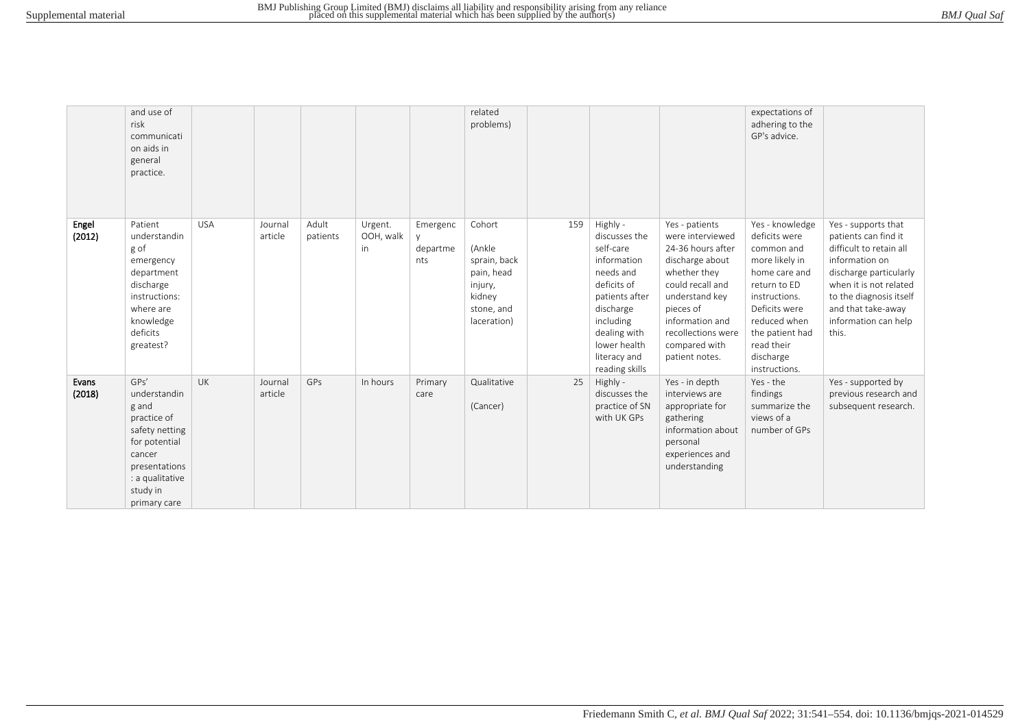|  |  |  |  |  |  |  |  |  |  |  |  |  |
|---|---|---|---|---|---|---|---|---|---|---|---|---|
|  | and use of risk communication aids in general practice. |  |  |  |  |  | related problems) |  |  |  | expectations of adhering to the GP's advice. |  |
| **Engel (2012)** | Patient understanding of emergency department discharge instructions: where are knowledge deficits greatest? | USA | Journal article | Adult patients | Urgent. OOH, walk in | Emergency departments | Cohort (Ankle sprain, back pain, head injury, kidney stone, and laceration) | 159 | Highly - discusses the self-care information needs and deficits of patients after discharge including dealing with lower health literacy and reading skills | Yes - patients were interviewed 24-36 hours after discharge about whether they could recall and understand key pieces of information and recollections were compared with patient notes. | Yes - knowledge deficits were common and more likely in home care and return to ED instructions. Deficits were reduced when the patient had read their discharge instructions. | Yes - supports that patients can find it difficult to retain all information on discharge particularly when it is not related to the diagnosis itself and that take-away information can help this. |
| **Evans (2018)** | GPs' understanding and practice of safety netting for potential cancer presentations: a qualitative study in primary care | UK | Journal article | GPs | In hours | Primary care | Qualitative (Cancer) | 25 | Highly - discusses the practice of SN with UK GPs | Yes - in depth interviews are appropriate for gathering information about personal experiences and understanding | Yes - the findings summarize the views of a number of GPs | Yes - supported by previous research and subsequent research. |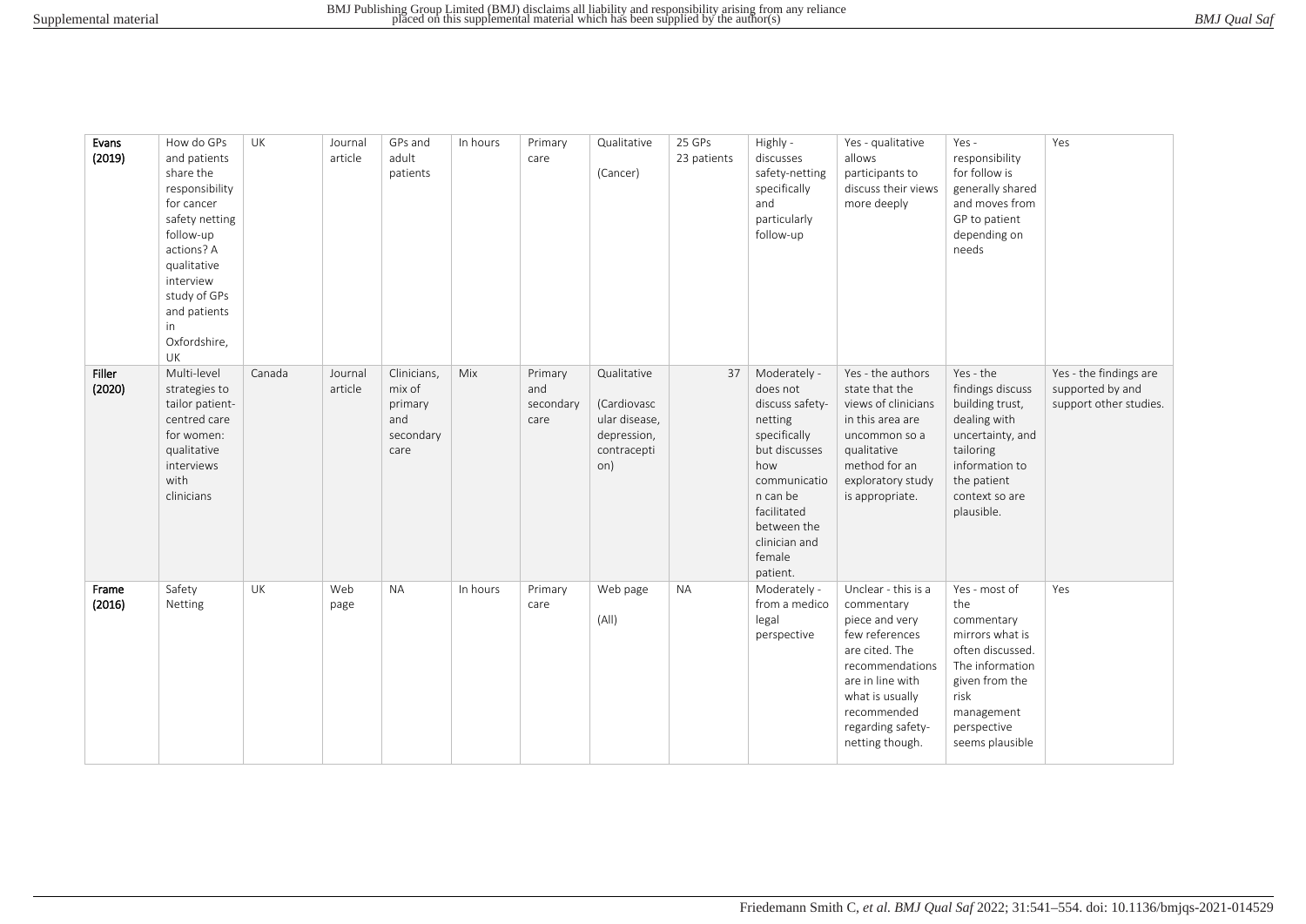| | | | | | | | | | | | | |
|---|---|---|---|---|---|---|---|---|---|---|---|---|
| **Evans (2019)** | How do GPs and patients share the responsibility for cancer safety netting follow-up actions? A qualitative interview study of GPs and patients in Oxfordshire, UK | UK | Journal article | GPs and adult patients | In hours | Primary care | Qualitative (Cancer) | 25 GPs 23 patients | Highly - discusses safety-netting specifically and particularly follow-up | Yes - qualitative allows participants to discuss their views more deeply | Yes - responsibility for follow is generally shared and moves from GP to patient depending on needs | Yes |
| **Filler (2020)** | Multi-level strategies to tailor patient-centred care for women: qualitative interviews with clinicians | Canada | Journal article | Clinicians, mix of primary and secondary care | Mix | Primary and secondary care | Qualitative (Cardiovascular disease, depression, contraception) | 37 | Moderately - does not discuss safety-netting specifically but discusses how communication can be facilitated between the clinician and female patient. | Yes - the authors state that the views of clinicians in this area are uncommon so a qualitative method for an exploratory study is appropriate. | Yes - the findings discuss building trust, dealing with uncertainty, and tailoring information to the patient context so are plausible. | Yes - the findings are supported by and support other studies. |
| **Frame (2016)** | Safety Netting | UK | Web page | NA | In hours | Primary care | Web page (All) | NA | Moderately - from a medico legal perspective | Unclear - this is a commentary piece and very few references are cited. The recommendations are in line with what is usually recommended regarding safety-netting though. | Yes - most of the commentary mirrors what is often discussed. The information given from the risk management perspective seems plausible | Yes |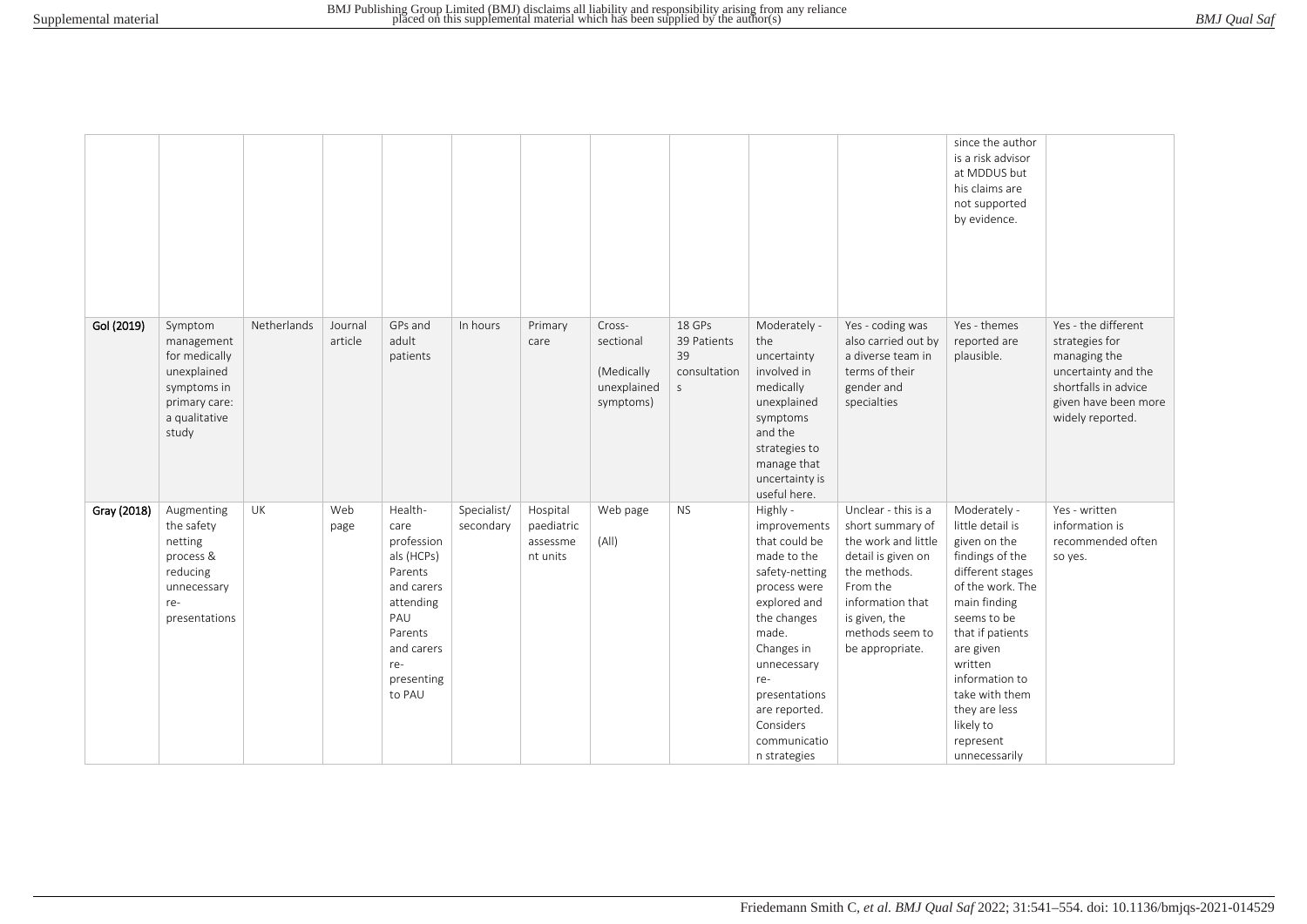|  |  |  |  |  |  |  |  |  |  |  |  |  |
|---|---|---|---|---|---|---|---|---|---|---|---|---|
|  |  |  |  |  |  |  |  |  |  |  | since the author is a risk advisor at MDDUS but his claims are not supported by evidence. |  |
| **Gol (2019)** | Symptom management for medically unexplained symptoms in primary care: a qualitative study | Netherlands | Journal article | GPs and adult patients | In hours | Primary care | Cross-sectional (Medically unexplained symptoms) | 18 GPs 39 Patients 39 consultations | Moderately - the uncertainty involved in medically unexplained symptoms and the strategies to manage that uncertainty is useful here. | Yes - coding was also carried out by a diverse team in terms of their gender and specialties | Yes - themes reported are plausible. | Yes - the different strategies for managing the uncertainty and the shortfalls in advice given have been more widely reported. |
| **Gray (2018)** | Augmenting the safety netting process & reducing unnecessary re-presentations | UK | Web page | Health-care professionals (HCPs) Parents and carers attending PAU Parents and carers re-presenting to PAU | Specialist/ secondary | Hospital paediatric assessment units | Web page (All) | NS | Highly - improvements that could be made to the safety-netting process were explored and the changes made. Changes in unnecessary re-presentations are reported. Considers communication strategies | Unclear - this is a short summary of the work and little detail is given on the methods. From the information that is given, the methods seem to be appropriate. | Moderately - little detail is given on the findings of the different stages of the work. The main finding seems to be that if patients are given written information to take with them they are less likely to represent unnecessarily | Yes - written information is recommended often so yes. |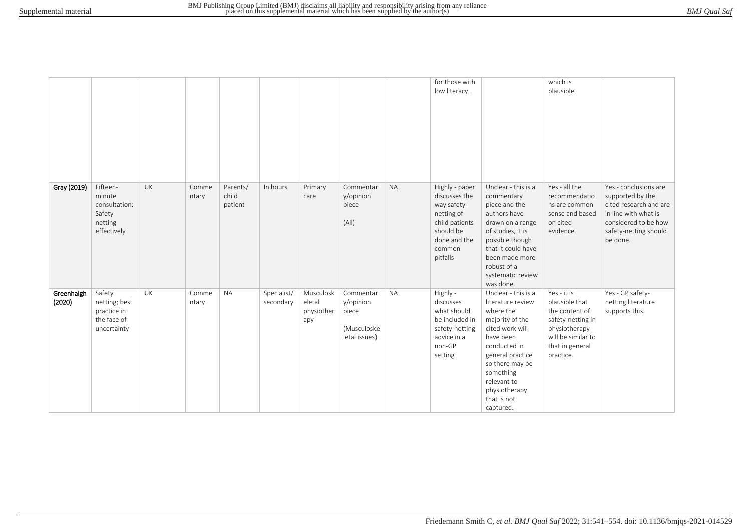| | | | | | | | | | | | | |
|---|---|---|---|---|---|---|---|---|---|---|---|---|
| | | | | | | | | | for those with low literacy. | | which is plausible. | |
| **Gray (2019)** | Fifteen-minute consultation: Safety netting effectively | UK | Commentary | Parents/ child patient | In hours | Primary care | Commentary/opinion piece (All) | NA | Highly - paper discusses the way safety-netting of child patients should be done and the common pitfalls | Unclear - this is a commentary piece and the authors have drawn on a range of studies, it is possible though that it could have been made more robust of a systematic review was done. | Yes - all the recommendations are common sense and based on cited evidence. | Yes - conclusions are supported by the cited research and are in line with what is considered to be how safety-netting should be done. |
| **Greenhalgh (2020)** | Safety netting; best practice in the face of uncertainty | UK | Commentary | NA | Specialist/ secondary | Musculoskeletal physiotherapy | Commentary/opinion piece (Musculoskeletal issues) | NA | Highly - discusses what should be included in safety-netting advice in a non-GP setting | Unclear - this is a literature review where the majority of the cited work will have been conducted in general practice so there may be something relevant to physiotherapy that is not captured. | Yes - it is plausible that the content of safety-netting in physiotherapy will be similar to that in general practice. | Yes - GP safety-netting literature supports this. |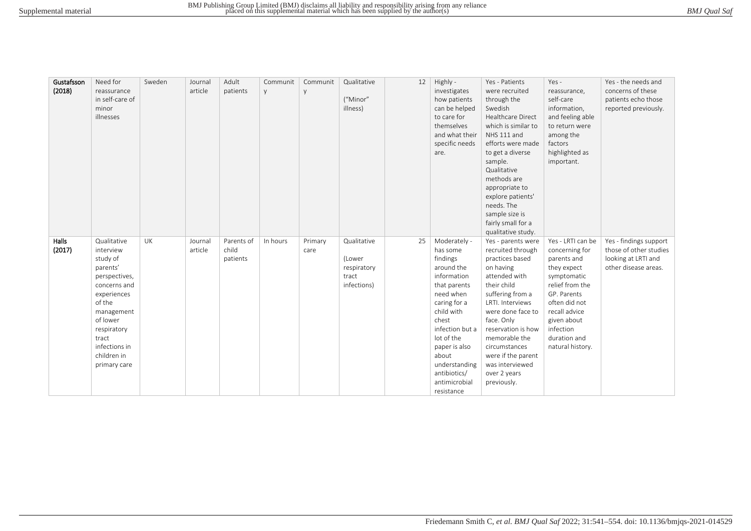| Gustafsson (2018) | Need for reassurance in self-care of minor illnesses | Sweden | Journal article | Adult patients | Community | Community | Qualitative (“Minor” illness) | 12 | Highly - investigates how patients can be helped to care for themselves and what their specific needs are. | Yes - Patients were recruited through the Swedish Healthcare Direct which is similar to NHS 111 and efforts were made to get a diverse sample. Qualitative methods are appropriate to explore patients' needs. The sample size is fairly small for a qualitative study. | Yes - reassurance, self-care information, and feeling able to return were among the factors highlighted as important. | Yes - the needs and concerns of these patients echo those reported previously. |
|---|---|---|---|---|---|---|---|---|---|---|---|---|
| Halls (2017) | Qualitative interview study of parents’ perspectives, concerns and experiences of the management of lower respiratory tract infections in children in primary care | UK | Journal article | Parents of child patients | In hours | Primary care | Qualitative (Lower respiratory tract infections) | 25 | Moderately - has some findings around the information that parents need when caring for a child with chest infection but a lot of the paper is also about understanding antibiotics/ antimicrobial resistance | Yes - parents were recruited through practices based on having attended with their child suffering from a LRTI. Interviews were done face to face. Only reservation is how memorable the circumstances were if the parent was interviewed over 2 years previously. | Yes - LRTI can be concerning for parents and they expect symptomatic relief from the GP. Parents often did not recall advice given about infection duration and natural history. | Yes - findings support those of other studies looking at LRTI and other disease areas. |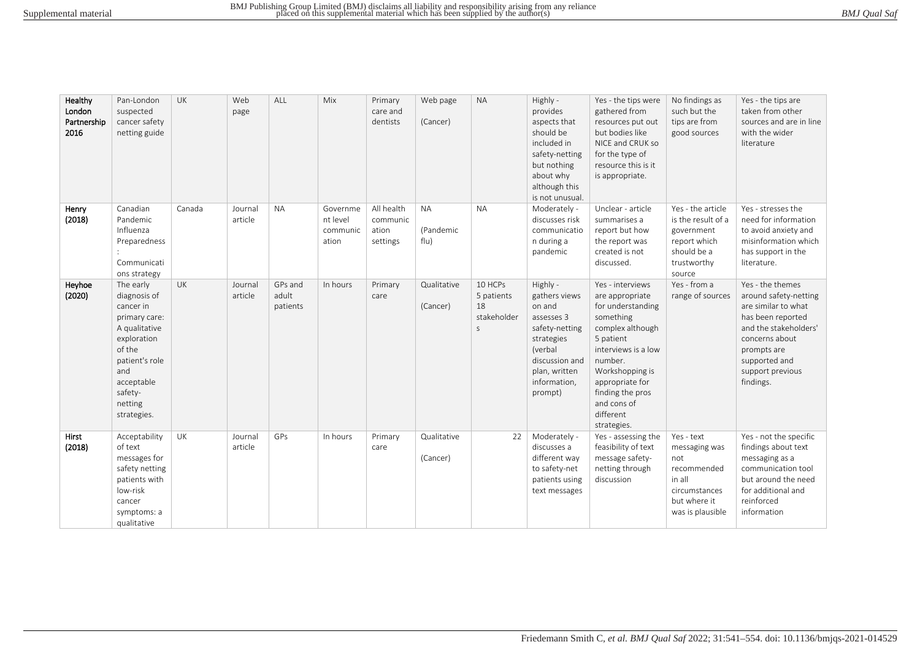| | | | | | | | | | | | | |
|---|---|---|---|---|---|---|---|---|---|---|---|---|
| **Healthy London Partnership 2016** | Pan-London suspected cancer safety netting guide | UK | Web page | ALL | Mix | Primary care and dentists | Web page (Cancer) | NA | Highly - provides aspects that should be included in safety-netting but nothing about why although this is not unusual. | Yes - the tips were gathered from resources put out but bodies like NICE and CRUK so for the type of resource this is it is appropriate. | No findings as such but the tips are from good sources | Yes - the tips are taken from other sources and are in line with the wider literature |
| **Henry (2018)** | Canadian Pandemic Influenza Preparedness: Communications strategy | Canada | Journal article | NA | Government level communication | All health communication settings | NA (Pandemic flu) | NA | Moderately - discusses risk communication during a pandemic | Unclear - article summarises a report but how the report was created is not discussed. | Yes - the article is the result of a government report which should be a trustworthy source | Yes - stresses the need for information to avoid anxiety and misinformation which has support in the literature. |
| **Heyhoe (2020)** | The early diagnosis of cancer in primary care: A qualitative exploration of the patient's role and acceptable safety-netting strategies. | UK | Journal article | GPs and adult patients | In hours | Primary care | Qualitative (Cancer) | 10 HCPs 5 patients 18 stakeholders | Highly - gathers views on and assesses 3 safety-netting strategies (verbal discussion and plan, written information, prompt) | Yes - interviews are appropriate for understanding something complex although 5 patient interviews is a low number. Workshopping is appropriate for finding the pros and cons of different strategies. | Yes - from a range of sources | Yes - the themes around safety-netting are similar to what has been reported and the stakeholders' concerns about prompts are supported and support previous findings. |
| **Hirst (2018)** | Acceptability of text messages for safety netting patients with low-risk cancer symptoms: a qualitative | UK | Journal article | GPs | In hours | Primary care | Qualitative (Cancer) | 22 | Moderately - discusses a different way to safety-net patients using text messages | Yes - assessing the feasibility of text message safety-netting through discussion | Yes - text messaging was not recommended in all circumstances but where it was is plausible | Yes - not the specific findings about text messaging as a communication tool but around the need for additional and reinforced information |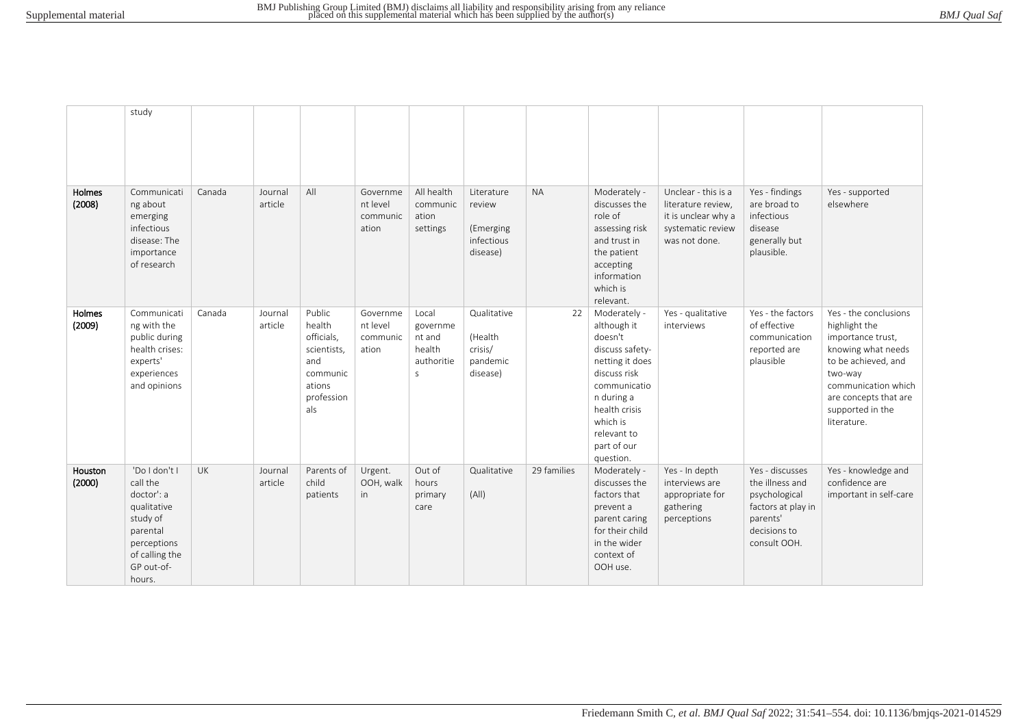|  | study |  |  |  |  |  |  |  |  |  |  |  |
|---|---|---|---|---|---|---|---|---|---|---|---|---|
| **Holmes (2008)** | Communicating about emerging infectious disease: The importance of research | Canada | Journal article | All | Government level communication | All health communication settings | Literature review (Emerging infectious disease) | NA | Moderately - discusses the role of assessing risk and trust in the patient accepting information which is relevant. | Unclear - this is a literature review, it is unclear why a systematic review was not done. | Yes - findings are broad to infectious disease generally but plausible. | Yes - supported elsewhere |
| **Holmes (2009)** | Communicating with the public during health crises: experts' experiences and opinions | Canada | Journal article | Public health officials, scientists, and communications professionals | Government level communication | Local government and health authorities | Qualitative (Health crisis/ pandemic disease) | 22 | Moderately - although it doesn't discuss safety-netting it does discuss risk communication during a health crisis which is relevant to part of our question. | Yes - qualitative interviews | Yes - the factors of effective communication reported are plausible | Yes - the conclusions highlight the importance trust, knowing what needs to be achieved, and two-way communication which are concepts that are supported in the literature. |
| **Houston (2000)** | 'Do I don't I call the doctor': a qualitative study of parental perceptions of calling the GP out-of-hours. | UK | Journal article | Parents of child patients | Urgent. OOH, walk in | Out of hours primary care | Qualitative (All) | 29 families | Moderately - discusses the factors that prevent a parent caring for their child in the wider context of OOH use. | Yes - In depth interviews are appropriate for gathering perceptions | Yes - discusses the illness and psychological factors at play in parents' decisions to consult OOH. | Yes - knowledge and confidence are important in self-care |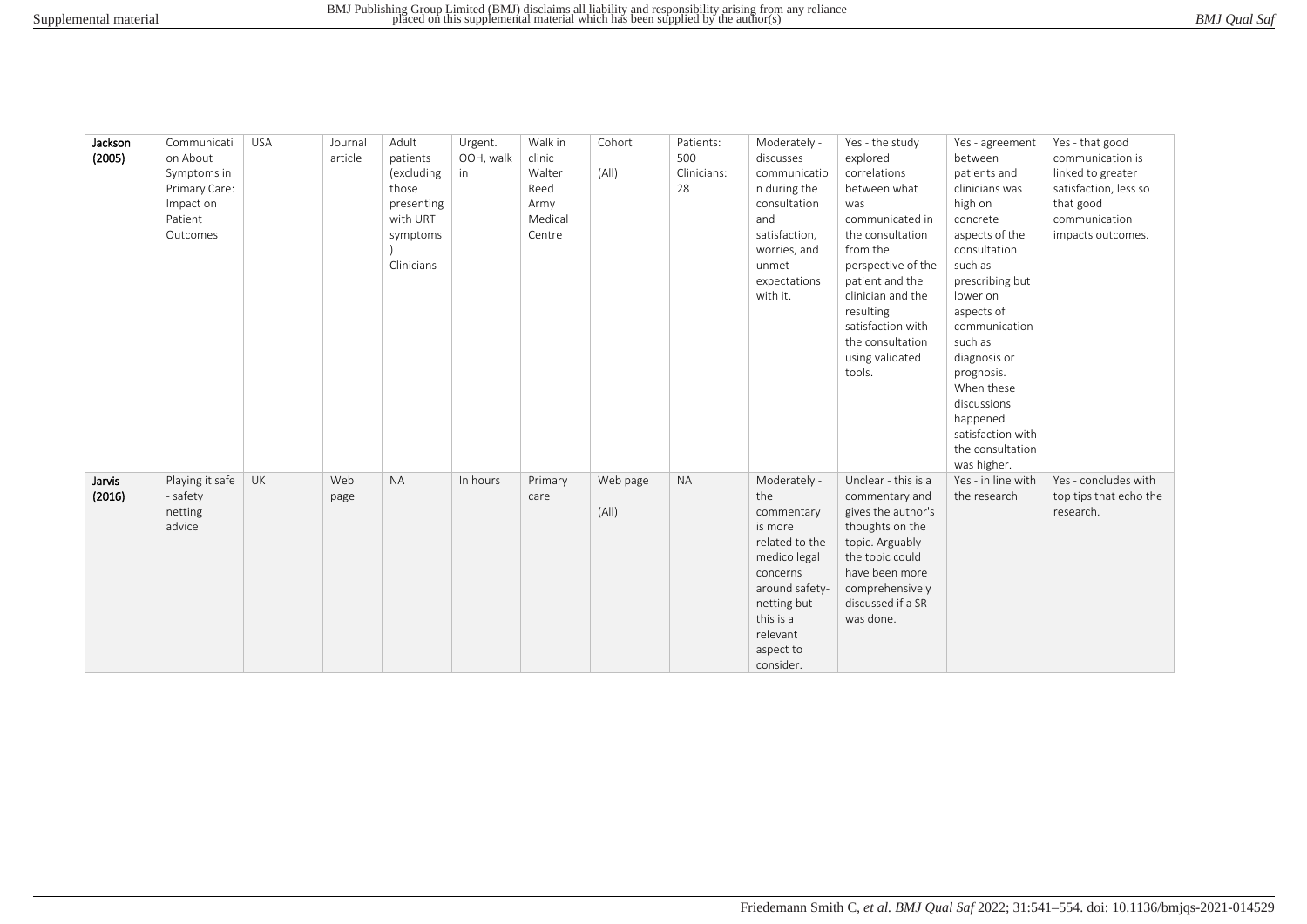| | | | | | | | | | | | | |
|---|---|---|---|---|---|---|---|---|---|---|---|---|
| **Jackson (2005)** | Communication About Symptoms in Primary Care: Impact on Patient Outcomes | USA | Journal article | Adult patients (excluding those presenting with URTI symptoms) Clinicians | Urgent. OOH, walk in | Walk in clinic Walter Reed Army Medical Centre | Cohort (All) | Patients: 500 Clinicians: 28 | Moderately - discusses communication during the consultation and satisfaction, worries, and unmet expectations with it. | Yes - the study explored correlations between what was communicated in the consultation from the perspective of the patient and the clinician and the resulting satisfaction with the consultation using validated tools. | Yes - agreement between patients and clinicians was high on concrete aspects of the consultation such as prescribing but lower on aspects of communication such as diagnosis or prognosis. When these discussions happened satisfaction with the consultation was higher. | Yes - that good communication is linked to greater satisfaction, less so that good communication impacts outcomes. |
| **Jarvis (2016)** | Playing it safe - safety netting advice | UK | Web page | NA | In hours | Primary care | Web page (All) | NA | Moderately - the commentary is more related to the medico legal concerns around safety-netting but this is a relevant aspect to consider. | Unclear - this is a commentary and gives the author's thoughts on the topic. Arguably the topic could have been more comprehensively discussed if a SR was done. | Yes - in line with the research | Yes - concludes with top tips that echo the research. |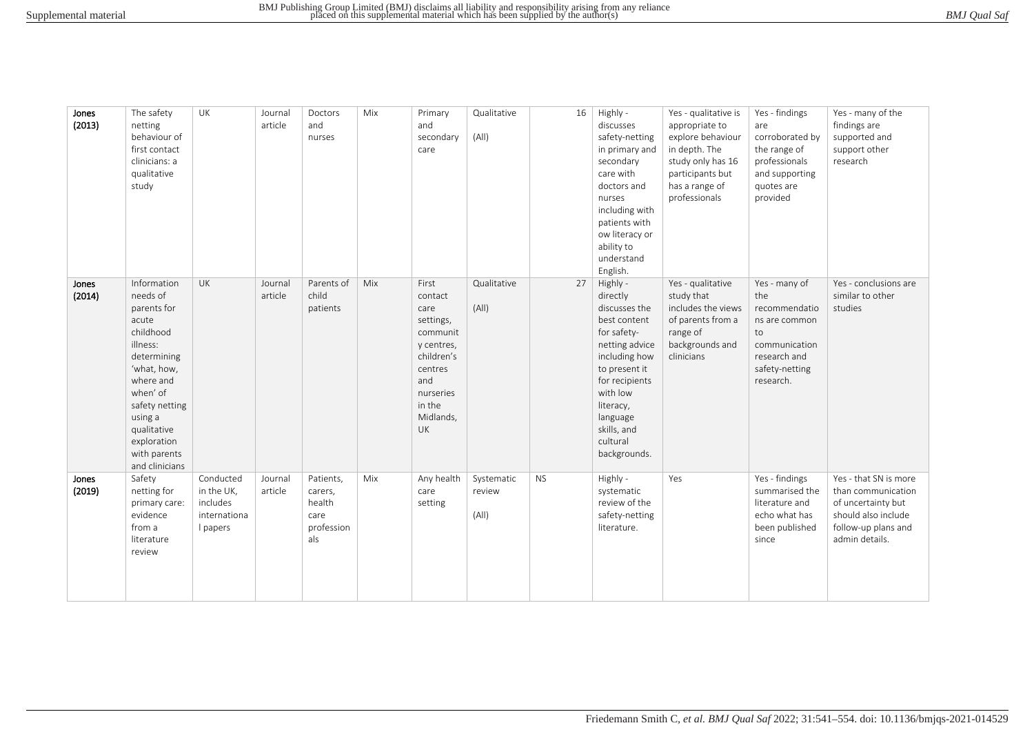| Jones (2013) | The safety netting behaviour of first contact clinicians: a qualitative study | UK | Journal article | Doctors and nurses | Mix | Primary and secondary care | Qualitative (All) | 16 | Highly - discusses safety-netting in primary and secondary care with doctors and nurses including with patients with ow literacy or ability to understand English. | Yes - qualitative is appropriate to explore behaviour in depth. The study only has 16 participants but has a range of professionals | Yes - findings are corroborated by the range of professionals and supporting quotes are provided | Yes - many of the findings are supported and support other research |
|---|---|---|---|---|---|---|---|---|---|---|---|---|
| Jones (2014) | Information needs of parents for acute childhood illness: determining 'what, how, where and when' of safety netting using a qualitative exploration with parents and clinicians | UK | Journal article | Parents of child patients | Mix | First contact care settings, community centres, children's centres and nurseries in the Midlands, UK | Qualitative (All) | 27 | Highly - directly discusses the best content for safety-netting advice including how to present it for recipients with low literacy, language skills, and cultural backgrounds. | Yes - qualitative study that includes the views of parents from a range of backgrounds and clinicians | Yes - many of the recommendations are common to communication research and safety-netting research. | Yes - conclusions are similar to other studies |
| Jones (2019) | Safety netting for primary care: evidence from a literature review | Conducted in the UK, includes international papers | Journal article | Patients, carers, health care professionals | Mix | Any health care setting | Systematic review (All) | NS | Highly - systematic review of the safety-netting literature. | Yes | Yes - findings summarised the literature and echo what has been published since | Yes - that SN is more than communication of uncertainty but should also include follow-up plans and admin details. |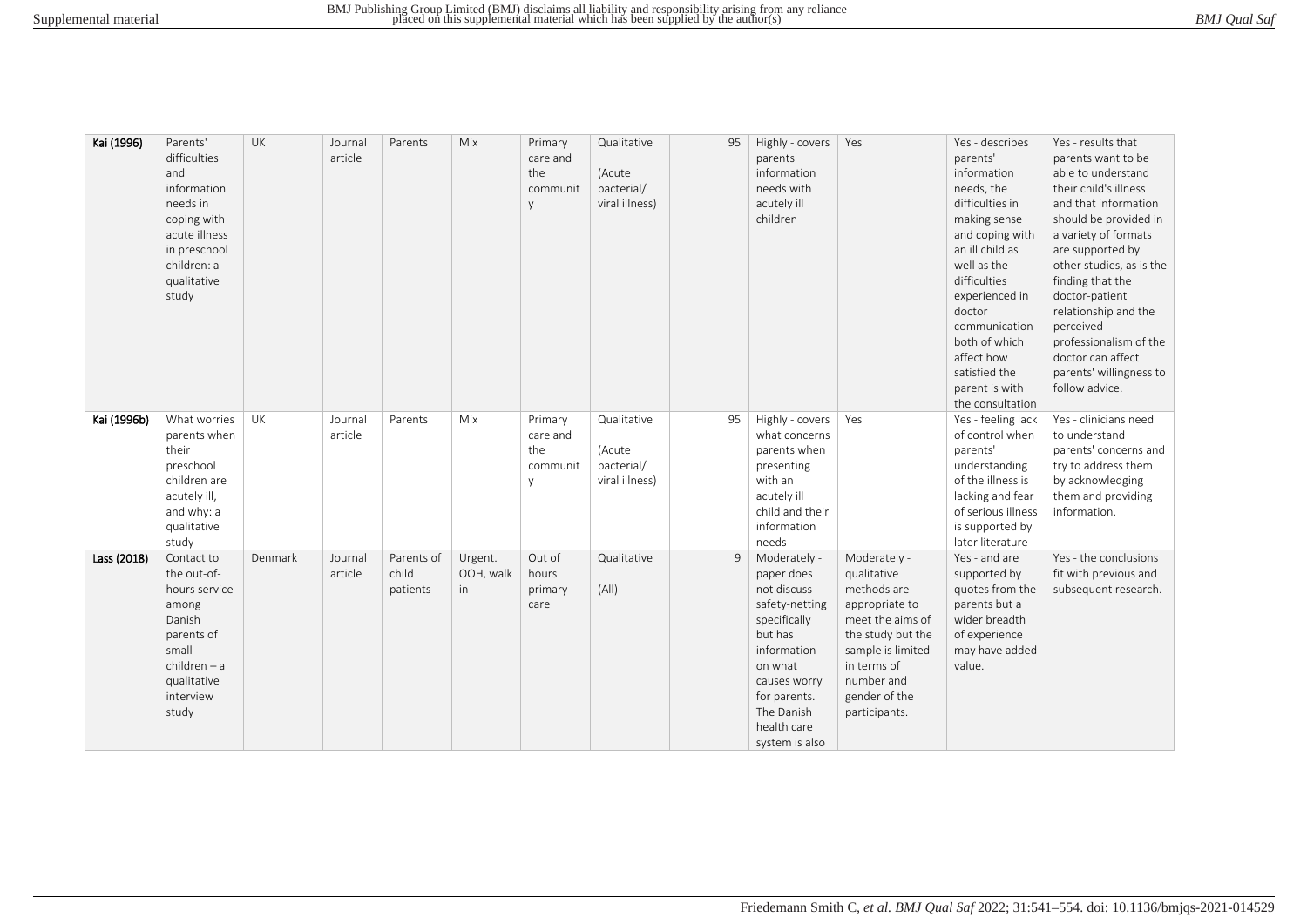| | | | | | | | | | | | | |
|---|---|---|---|---|---|---|---|---|---|---|---|---|
| **Kai (1996)** | Parents' difficulties and information needs in coping with acute illness in preschool children: a qualitative study | UK | Journal article | Parents | Mix | Primary care and the community | Qualitative (Acute bacterial/ viral illness) | 95 | Highly - covers parents' information needs with acutely ill children | Yes | Yes - describes parents' information needs, the difficulties in making sense and coping with an ill child as well as the difficulties experienced in doctor communication both of which affect how satisfied the parent is with the consultation | Yes - results that parents want to be able to understand their child's illness and that information should be provided in a variety of formats are supported by other studies, as is the finding that the doctor-patient relationship and the perceived professionalism of the doctor can affect parents' willingness to follow advice. |
| **Kai (1996b)** | What worries parents when their preschool children are acutely ill, and why: a qualitative study | UK | Journal article | Parents | Mix | Primary care and the community | Qualitative (Acute bacterial/ viral illness) | 95 | Highly - covers what concerns parents when presenting with an acutely ill child and their information needs | Yes | Yes - feeling lack of control when parents' understanding of the illness is lacking and fear of serious illness is supported by later literature | Yes - clinicians need to understand parents' concerns and try to address them by acknowledging them and providing information. |
| **Lass (2018)** | Contact to the out-of-hours service among Danish parents of small children – a qualitative interview study | Denmark | Journal article | Parents of child patients | Urgent. OOH, walk in | Out of hours primary care | Qualitative (All) | 9 | Moderately - paper does not discuss safety-netting specifically but has information on what causes worry for parents. The Danish health care system is also | Moderately - qualitative methods are appropriate to meet the aims of the study but the sample is limited in terms of number and gender of the participants. | Yes - and are supported by quotes from the parents but a wider breadth of experience may have added value. | Yes - the conclusions fit with previous and subsequent research. |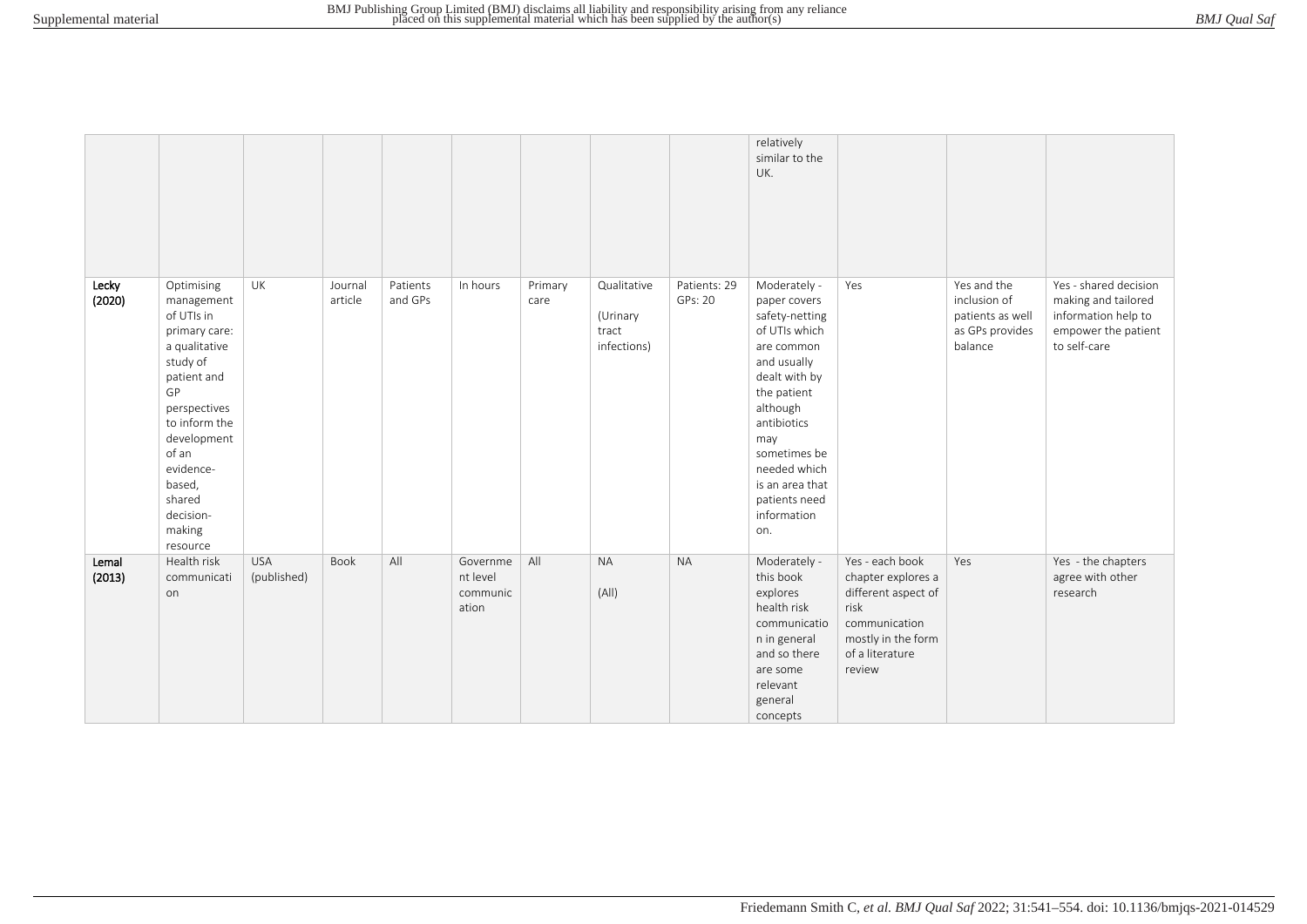| | | | | | | | | | | | | |
|---|---|---|---|---|---|---|---|---|---|---|---|---|
| | | | | | | | | | relatively similar to the UK. | | | |
| **Lecky (2020)** | Optimising management of UTIs in primary care: a qualitative study of patient and GP perspectives to inform the development of an evidence-based, shared decision-making resource | UK | Journal article | Patients and GPs | In hours | Primary care | Qualitative (Urinary tract infections) | Patients: 29 GPs: 20 | Moderately - paper covers safety-netting of UTIs which are common and usually dealt with by the patient although antibiotics may sometimes be needed which is an area that patients need information on. | Yes | Yes and the inclusion of patients as well as GPs provides balance | Yes - shared decision making and tailored information help to empower the patient to self-care |
| **Lemal (2013)** | Health risk communication | USA (published) | Book | All | Government level communication | All | NA (All) | NA | Moderately - this book explores health risk communication in general and so there are some relevant general concepts | Yes - each book chapter explores a different aspect of risk communication mostly in the form of a literature review | Yes | Yes - the chapters agree with other research |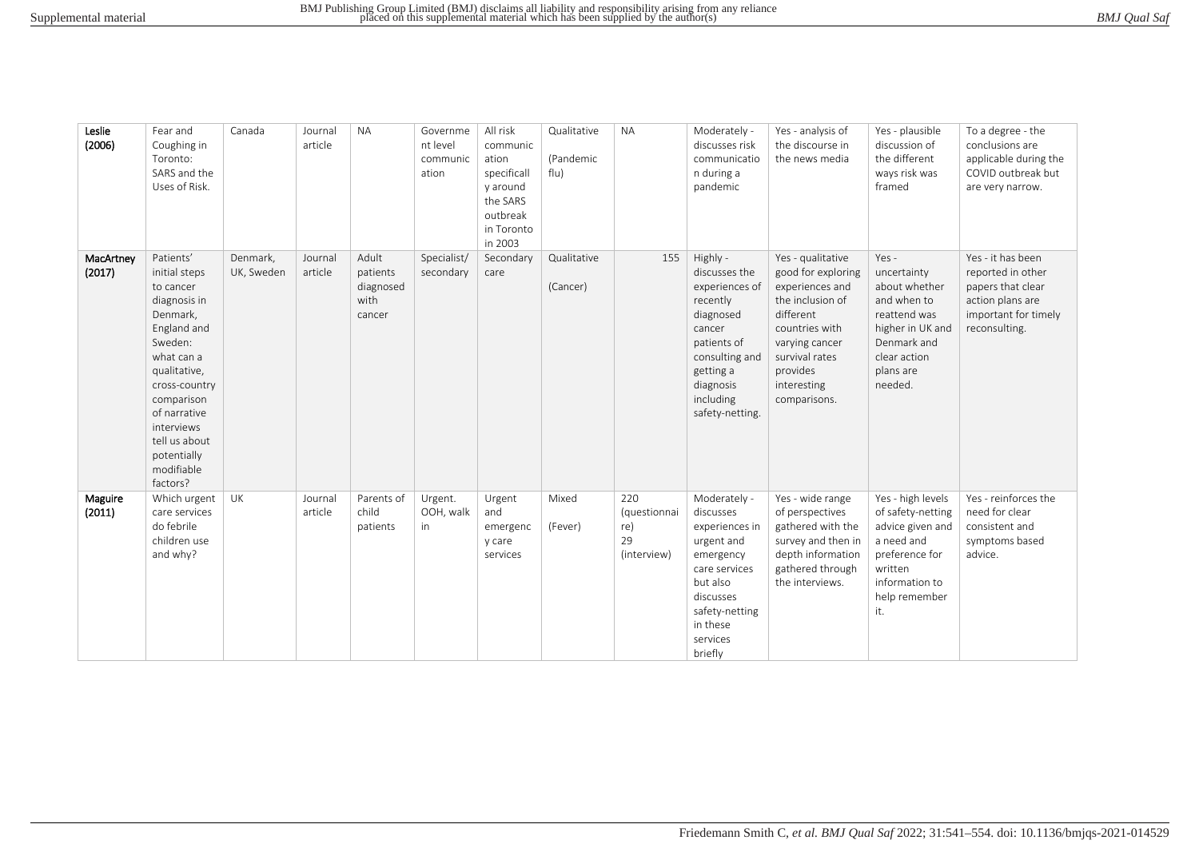| Leslie (2006) | Fear and Coughing in Toronto: SARS and the Uses of Risk. | Canada | Journal article | NA | Government level communication | All risk communication specifically around the SARS outbreak in Toronto in 2003 | Qualitative (Pandemic flu) | NA | Moderately - discusses risk communication during a pandemic | Yes - analysis of the discourse in the news media | Yes - plausible discussion of the different ways risk was framed | To a degree - the conclusions are applicable during the COVID outbreak but are very narrow. |
|---|---|---|---|---|---|---|---|---|---|---|---|---|
| **MacArtney (2017)** | Patients' initial steps to cancer diagnosis in Denmark, England and Sweden: what can a qualitative, cross-country comparison of narrative interviews tell us about potentially modifiable factors? | Denmark, UK, Sweden | Journal article | Adult patients diagnosed with cancer | Specialist/ secondary | Secondary care | Qualitative (Cancer) | 155 | Highly - discusses the experiences of recently diagnosed cancer patients of consulting and getting a diagnosis including safety-netting. | Yes - qualitative good for exploring experiences and the inclusion of different countries with varying cancer survival rates provides interesting comparisons. | Yes - uncertainty about whether and when to reattend was higher in UK and Denmark and clear action plans are needed. | Yes - it has been reported in other papers that clear action plans are important for timely reconsulting. |
| **Maguire (2011)** | Which urgent care services do febrile children use and why? | UK | Journal article | Parents of child patients | Urgent. OOH, walk in | Urgent and emergency care services | Mixed (Fever) | 220 (questionnaire) 29 (interview) | Moderately - discusses experiences in urgent and emergency care services but also discusses safety-netting in these services briefly | Yes - wide range of perspectives gathered with the survey and then in depth information gathered through the interviews. | Yes - high levels of safety-netting advice given and a need and preference for written information to help remember it. | Yes - reinforces the need for clear consistent and symptoms based advice. |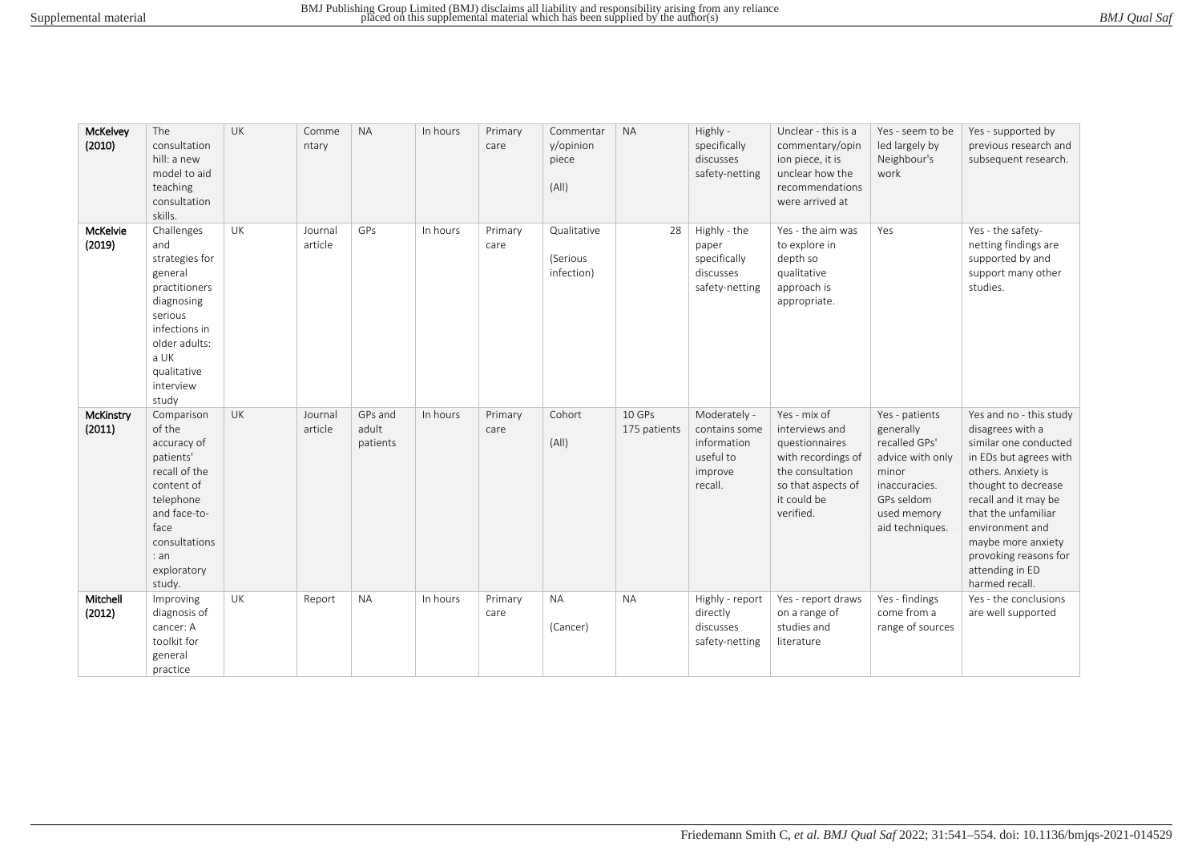| | | | | | | | | | | | | |
|---|---|---|---|---|---|---|---|---|---|---|---|---|
| **McKelvey (2010)** | The consultation hill: a new model to aid teaching consultation skills. | UK | Commentary | NA | In hours | Primary care | Commentary/opinion piece (All) | NA | Highly - specifically discusses safety-netting | Unclear - this is a commentary/opinion piece, it is unclear how the recommendations were arrived at | Yes - seem to be led largely by Neighbour's work | Yes - supported by previous research and subsequent research. |
| **McKelvie (2019)** | Challenges and strategies for general practitioners diagnosing serious infections in older adults: a UK qualitative interview study | UK | Journal article | GPs | In hours | Primary care | Qualitative (Serious infection) | 28 | Highly - the paper specifically discusses safety-netting | Yes - the aim was to explore in depth so qualitative approach is appropriate. | Yes | Yes - the safety-netting findings are supported by and support many other studies. |
| **McKinstry (2011)** | Comparison of the accuracy of patients' recall of the content of telephone and face-to-face consultations: an exploratory study. | UK | Journal article | GPs and adult patients | In hours | Primary care | Cohort (All) | 10 GPs 175 patients | Moderately - contains some information useful to improve recall. | Yes - mix of interviews and questionnaires with recordings of the consultation so that aspects of it could be verified. | Yes - patients generally recalled GPs' advice with only minor inaccuracies. GPs seldom used memory aid techniques. | Yes and no - this study disagrees with a similar one conducted in EDs but agrees with others. Anxiety is thought to decrease recall and it may be that the unfamiliar environment and maybe more anxiety provoking reasons for attending in ED harmed recall. |
| **Mitchell (2012)** | Improving diagnosis of cancer: A toolkit for general practice | UK | Report | NA | In hours | Primary care | NA (Cancer) | NA | Highly - report directly discusses safety-netting | Yes - report draws on a range of studies and literature | Yes - findings come from a range of sources | Yes - the conclusions are well supported |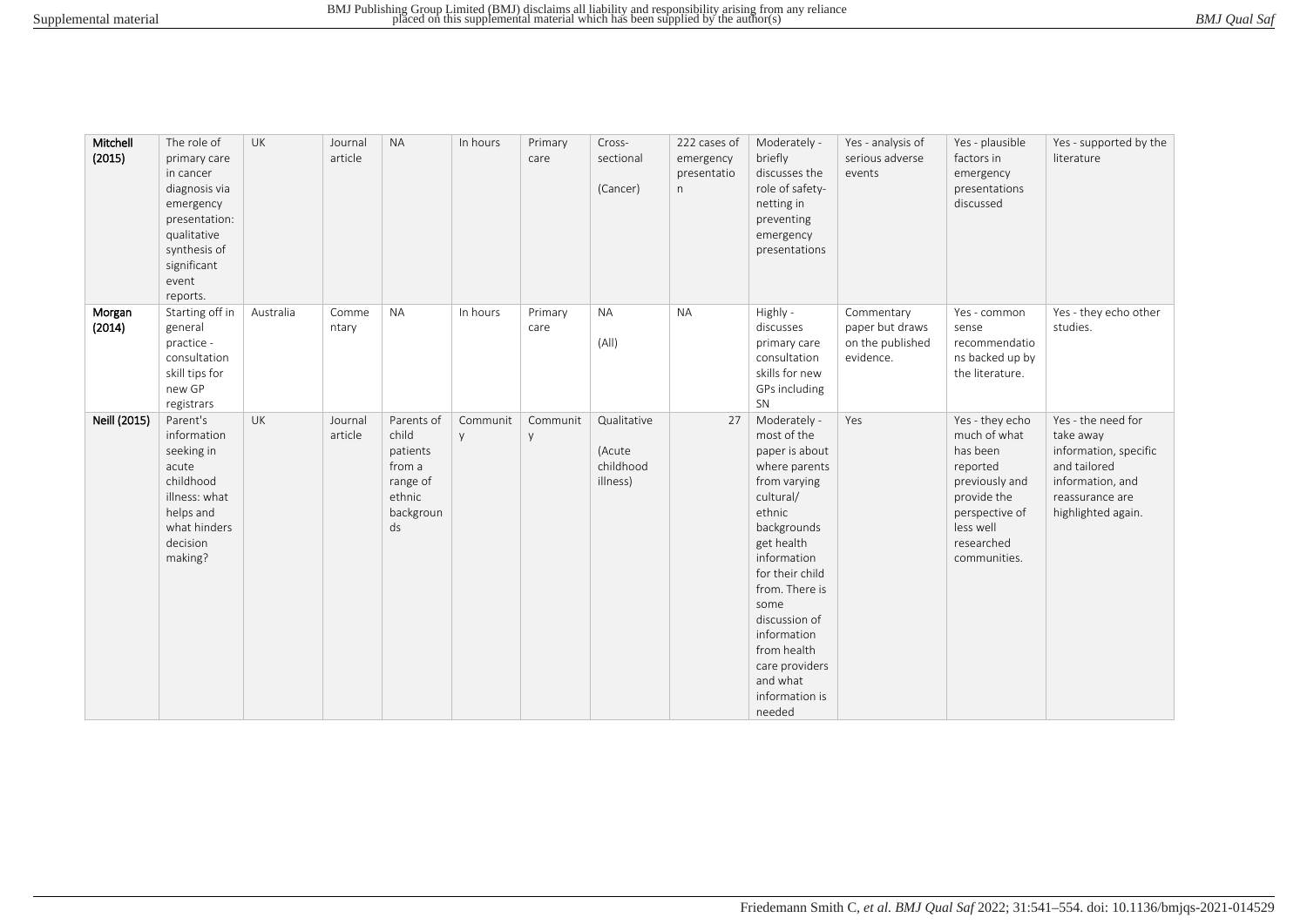| Mitchell (2015) | The role of primary care in cancer diagnosis via emergency presentation: qualitative synthesis of significant event reports. | UK | Journal article | NA | In hours | Primary care | Cross-sectional (Cancer) | 222 cases of emergency presentation | Moderately - briefly discusses the role of safety-netting in preventing emergency presentations | Yes - analysis of serious adverse events | Yes - plausible factors in emergency presentations discussed | Yes - supported by the literature |
|---|---|---|---|---|---|---|---|---|---|---|---|---|
| Morgan (2014) | Starting off in general practice - consultation skill tips for new GP registrars | Australia | Commentary | NA | In hours | Primary care | NA (All) | NA | Highly - discusses primary care consultation skills for new GPs including SN | Commentary paper but draws on the published evidence. | Yes - common sense recommendations backed up by the literature. | Yes - they echo other studies. |
| Neill (2015) | Parent's information seeking in acute childhood illness: what helps and what hinders decision making? | UK | Journal article | Parents of child patients from a range of ethnic backgrounds | Community | Community | Qualitative (Acute childhood illness) | 27 | Moderately - most of the paper is about where parents from varying cultural/ ethnic backgrounds get health information for their child from. There is some discussion of information from health care providers and what information is needed | Yes | Yes - they echo much of what has been reported previously and provide the perspective of less well researched communities. | Yes - the need for take away information, specific and tailored information, and reassurance are highlighted again. |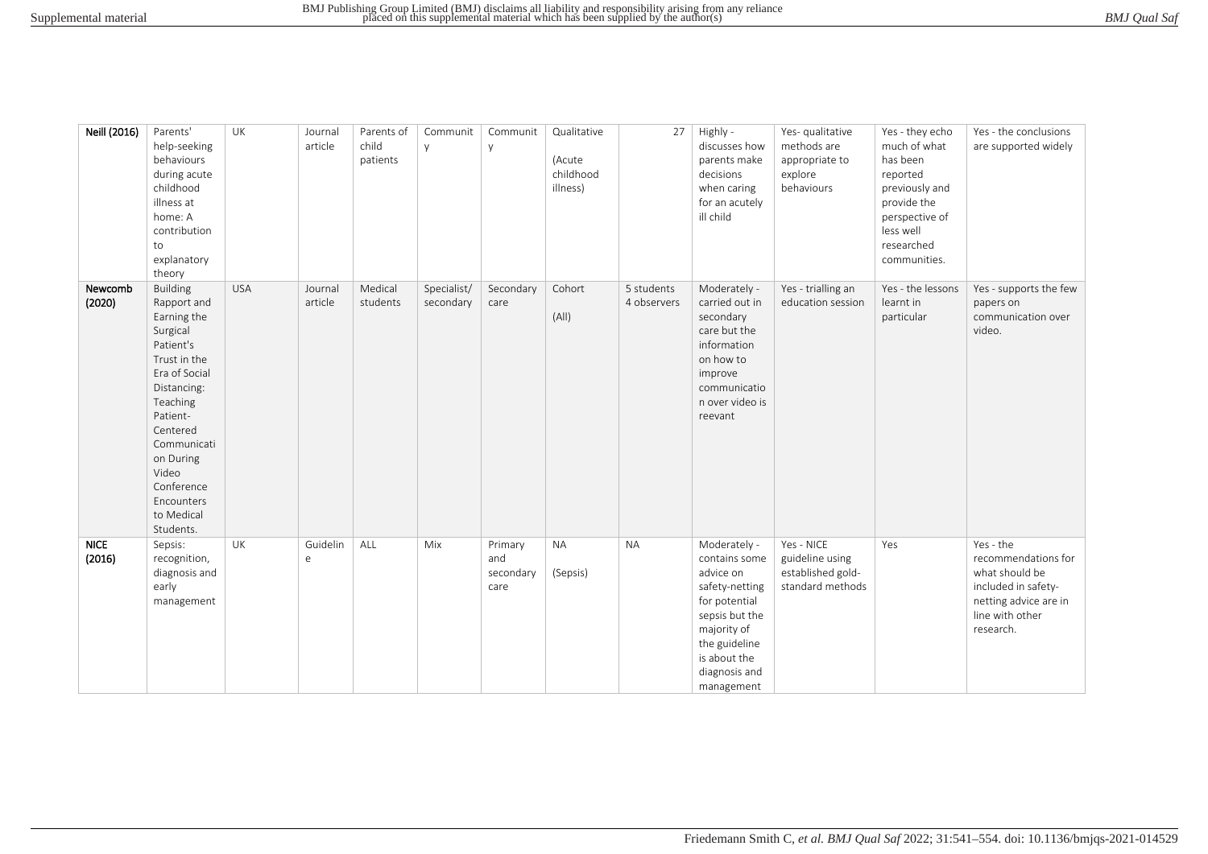| Neill (2016) | Parents' help-seeking behaviours during acute childhood illness at home: A contribution to explanatory theory | UK | Journal article | Parents of child patients | Community | Community | Qualitative (Acute childhood illness) | 27 | Highly - discusses how parents make decisions when caring for an acutely ill child | Yes- qualitative methods are appropriate to explore behaviours | Yes - they echo much of what has been reported previously and provide the perspective of less well researched communities. | Yes - the conclusions are supported widely |
|---|---|---|---|---|---|---|---|---|---|---|---|---|
| Newcomb (2020) | Building Rapport and Earning the Surgical Patient's Trust in the Era of Social Distancing: Teaching Patient-Centered Communication During Video Conference Encounters to Medical Students. | USA | Journal article | Medical students | Specialist/ secondary | Secondary care | Cohort (All) | 5 students 4 observers | Moderately - carried out in secondary care but the information on how to improve communication over video is reevant | Yes - trialling an education session | Yes - the lessons learnt in particular | Yes - supports the few papers on communication over video. |
| NICE (2016) | Sepsis: recognition, diagnosis and early management | UK | Guideline | ALL | Mix | Primary and secondary care | NA (Sepsis) | NA | Moderately - contains some advice on safety-netting for potential sepsis but the majority of the guideline is about the diagnosis and management | Yes - NICE guideline using established gold-standard methods | Yes | Yes - the recommendations for what should be included in safety-netting advice are in line with other research. |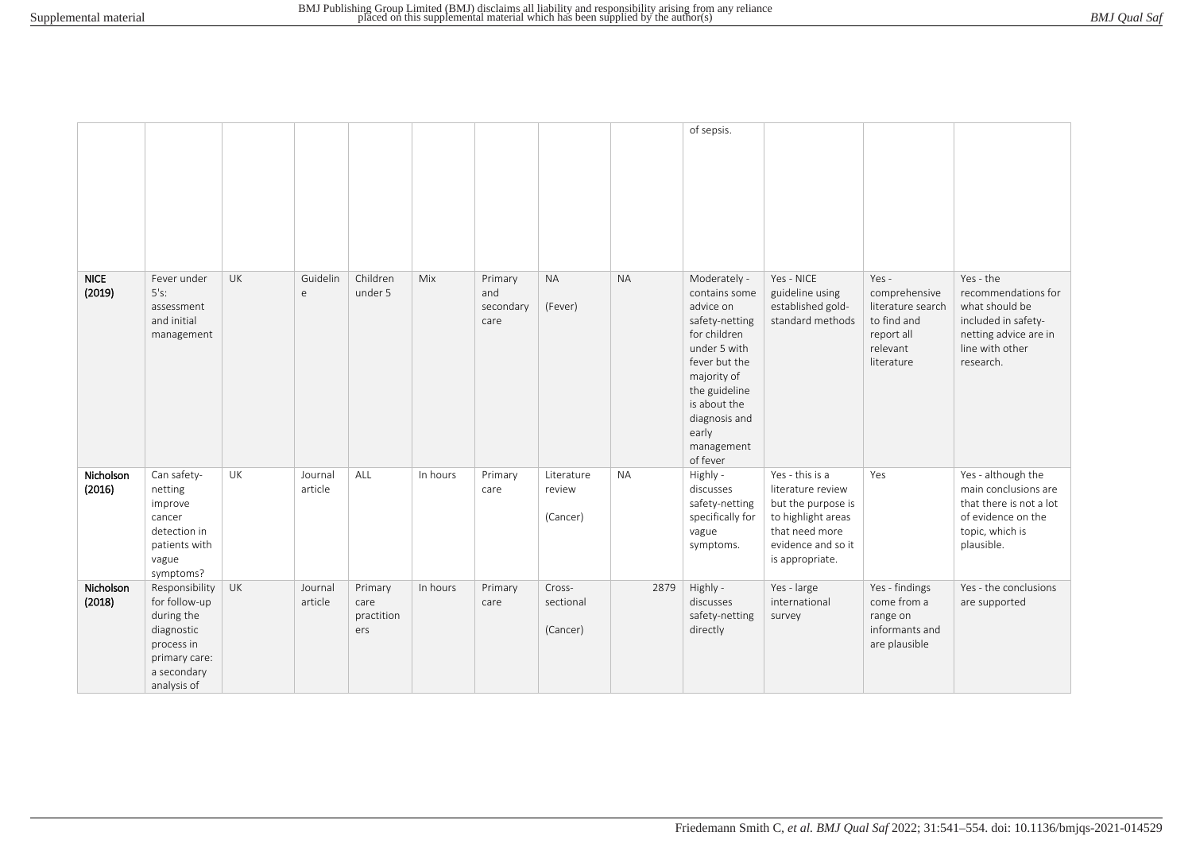| | | | | | | | | | | | | |
|---|---|---|---|---|---|---|---|---|---|---|---|---|
| | | | | | | | | | of sepsis. | | | |
| **NICE (2019)** | Fever under 5's: assessment and initial management | UK | Guideline | Children under 5 | Mix | Primary and secondary care | NA (Fever) | NA | Moderately - contains some advice on safety-netting for children under 5 with fever but the majority of the guideline is about the diagnosis and early management of fever | Yes - NICE guideline using established gold-standard methods | Yes - comprehensive literature search to find and report all relevant literature | Yes - the recommendations for what should be included in safety-netting advice are in line with other research. |
| **Nicholson (2016)** | Can safety-netting improve cancer detection in patients with vague symptoms? | UK | Journal article | ALL | In hours | Primary care | Literature review (Cancer) | NA | Highly - discusses safety-netting specifically for vague symptoms. | Yes - this is a literature review but the purpose is to highlight areas that need more evidence and so it is appropriate. | Yes | Yes - although the main conclusions are that there is not a lot of evidence on the topic, which is plausible. |
| **Nicholson (2018)** | Responsibility for follow-up during the diagnostic process in primary care: a secondary analysis of | UK | Journal article | Primary care practitioners | In hours | Primary care | Cross-sectional (Cancer) | 2879 | Highly - discusses safety-netting directly | Yes - large international survey | Yes - findings come from a range on informants and are plausible | Yes - the conclusions are supported |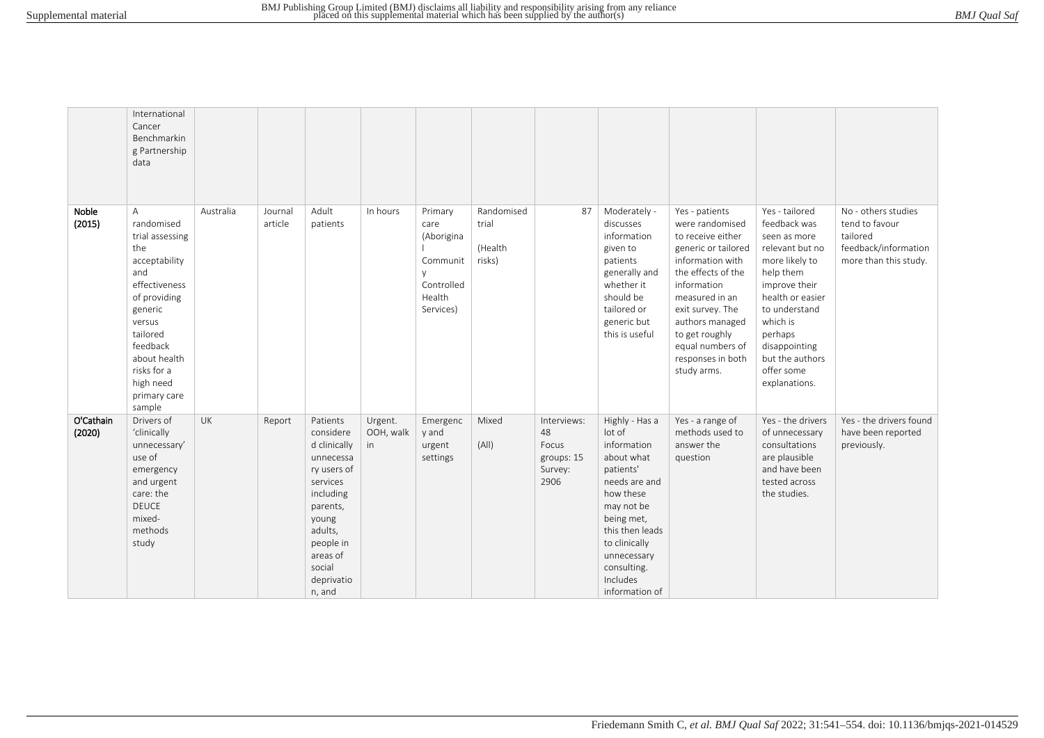| | | | | | | | | | | | | |
|---|---|---|---|---|---|---|---|---|---|---|---|---|
| | International Cancer Benchmarking Partnership data | | | | | | | | | | | |
| **Noble (2015)** | A randomised trial assessing the acceptability and effectiveness of providing generic versus tailored feedback about health risks for a high need primary care sample | Australia | Journal article | Adult patients | In hours | Primary care (Aboriginal Community Controlled Health Services) | Randomised trial (Health risks) | 87 | Moderately - discusses information given to patients generally and whether it should be tailored or generic but this is useful | Yes - patients were randomised to receive either generic or tailored information with the effects of the information measured in an exit survey. The authors managed to get roughly equal numbers of responses in both study arms. | Yes - tailored feedback was seen as more relevant but no more likely to help them improve their health or easier to understand which is perhaps disappointing but the authors offer some explanations. | No - others studies tend to favour tailored feedback/information more than this study. |
| **O'Cathain (2020)** | Drivers of 'clinically unnecessary' use of emergency and urgent care: the DEUCE mixed-methods study | UK | Report | Patients considered clinically unnecessary users of services including parents, young adults, people in areas of social deprivation, and | Urgent. OOH, walk in | Emergency and urgent settings | Mixed (All) | Interviews: 48 Focus groups: 15 Survey: 2906 | Highly - Has a lot of information about what patients' needs are and how these may not be being met, this then leads to clinically unnecessary consulting. Includes information of | Yes - a range of methods used to answer the question | Yes - the drivers of unnecessary consultations are plausible and have been tested across the studies. | Yes - the drivers found have been reported previously. |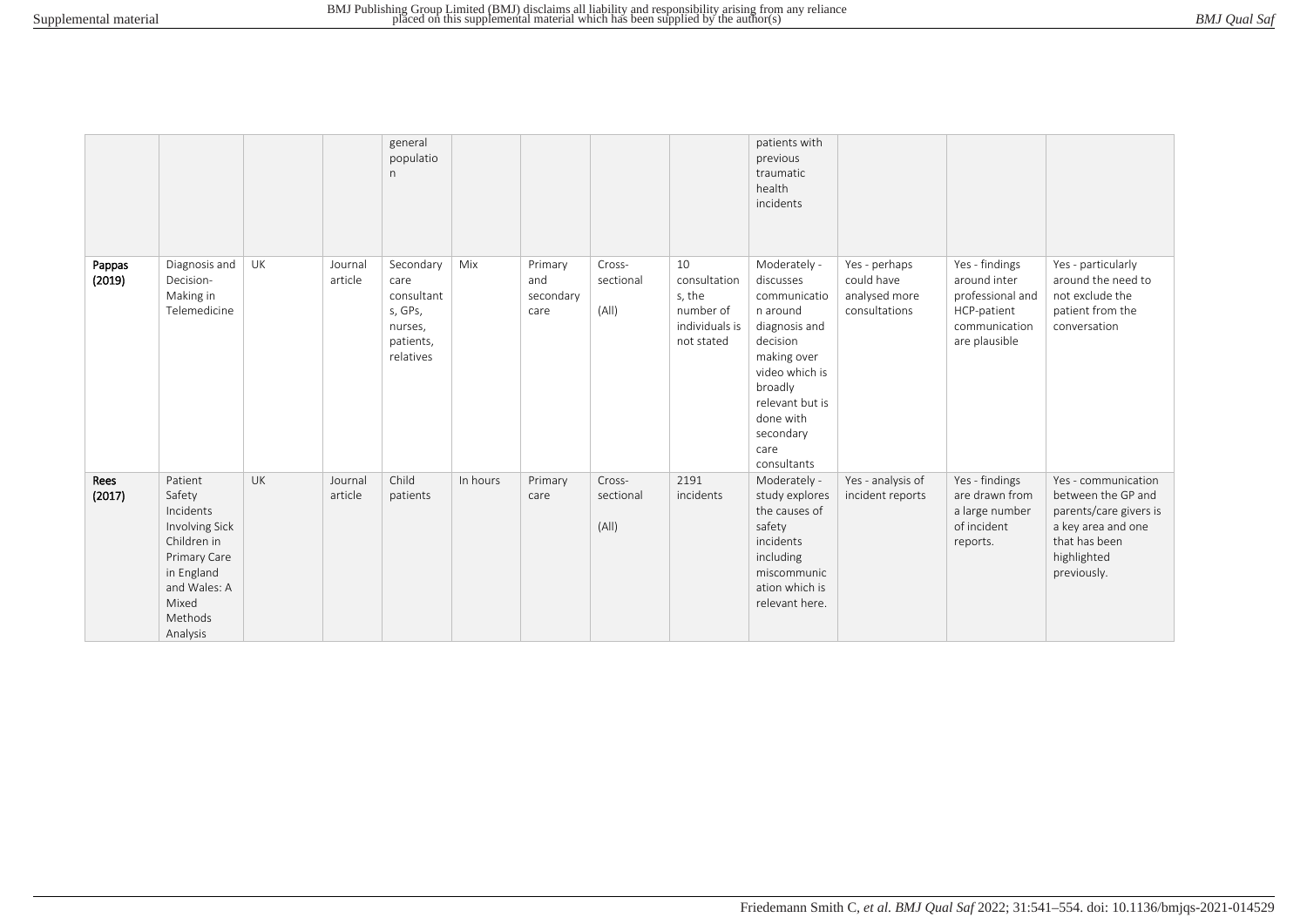| | | | | general population | | | | | patients with previous traumatic health incidents | | | |
|---|---|---|---|---|---|---|---|---|---|---|---|---|
| **Pappas (2019)** | Diagnosis and Decision-Making in Telemedicine | UK | Journal article | Secondary care consultants, GPs, nurses, patients, relatives | Mix | Primary and secondary care | Cross-sectional (All) | 10 consultations, the number of individuals is not stated | Moderately - discusses communication around diagnosis and decision making over video which is broadly relevant but is done with secondary care consultants | Yes - perhaps could have analysed more consultations | Yes - findings around inter professional and HCP-patient communication are plausible | Yes - particularly around the need to not exclude the patient from the conversation |
| **Rees (2017)** | Patient Safety Incidents Involving Sick Children in Primary Care in England and Wales: A Mixed Methods Analysis | UK | Journal article | Child patients | In hours | Primary care | Cross-sectional (All) | 2191 incidents | Moderately - study explores the causes of safety incidents including miscommunication which is relevant here. | Yes - analysis of incident reports | Yes - findings are drawn from a large number of incident reports. | Yes - communication between the GP and parents/care givers is a key area and one that has been highlighted previously. |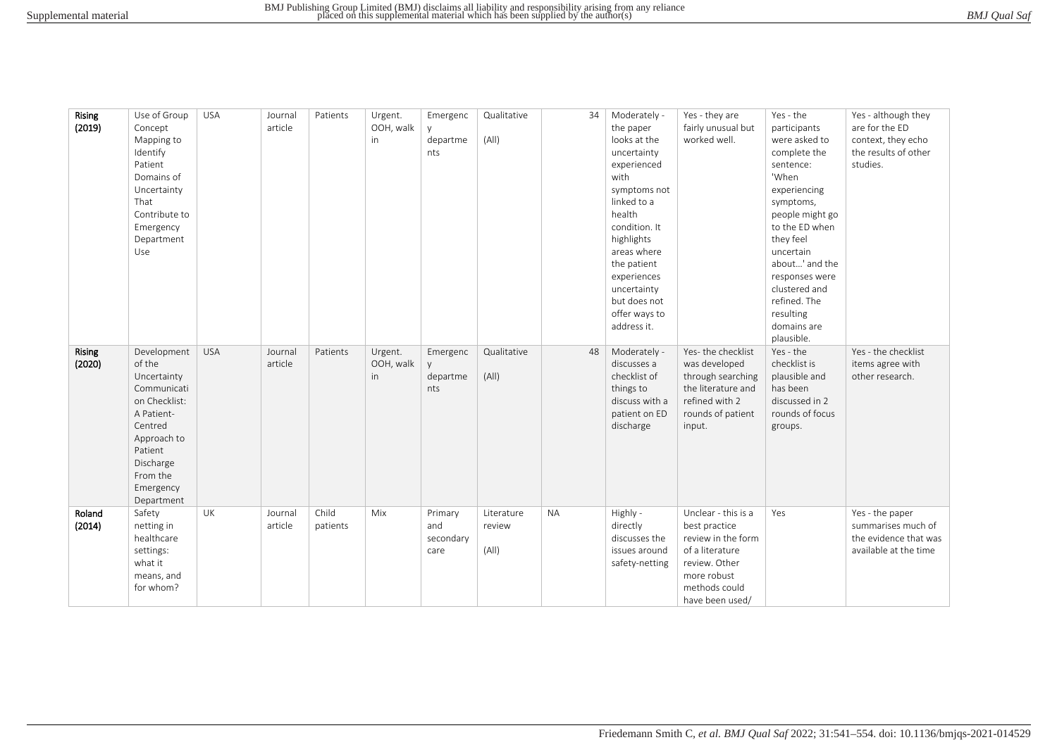| | | | | | | | | | | | | |
|---|---|---|---|---|---|---|---|---|---|---|---|---|
| **Rising (2019)** | Use of Group Concept Mapping to Identify Patient Domains of Uncertainty That Contribute to Emergency Department Use | USA | Journal article | Patients | Urgent. OOH, walk in | Emergency departments | Qualitative (All) | 34 | Moderately - the paper looks at the uncertainty experienced with symptoms not linked to a health condition. It highlights areas where the patient experiences uncertainty but does not offer ways to address it. | Yes - they are fairly unusual but worked well. | Yes - the participants were asked to complete the sentence: 'When experiencing symptoms, people might go to the ED when they feel uncertain about...' and the responses were clustered and refined. The resulting domains are plausible. | Yes - although they are for the ED context, they echo the results of other studies. |
| **Rising (2020)** | Development of the Uncertainty Communication Checklist: A Patient-Centred Approach to Patient Discharge From the Emergency Department | USA | Journal article | Patients | Urgent. OOH, walk in | Emergency departments | Qualitative (All) | 48 | Moderately - discusses a checklist of things to discuss with a patient on ED discharge | Yes- the checklist was developed through searching the literature and refined with 2 rounds of patient input. | Yes - the checklist is plausible and has been discussed in 2 rounds of focus groups. | Yes - the checklist items agree with other research. |
| **Roland (2014)** | Safety netting in healthcare settings: what it means, and for whom? | UK | Journal article | Child patients | Mix | Primary and secondary care | Literature review (All) | NA | Highly - directly discusses the issues around safety-netting | Unclear - this is a best practice review in the form of a literature review. Other more robust methods could have been used/ | Yes | Yes - the paper summarises much of the evidence that was available at the time |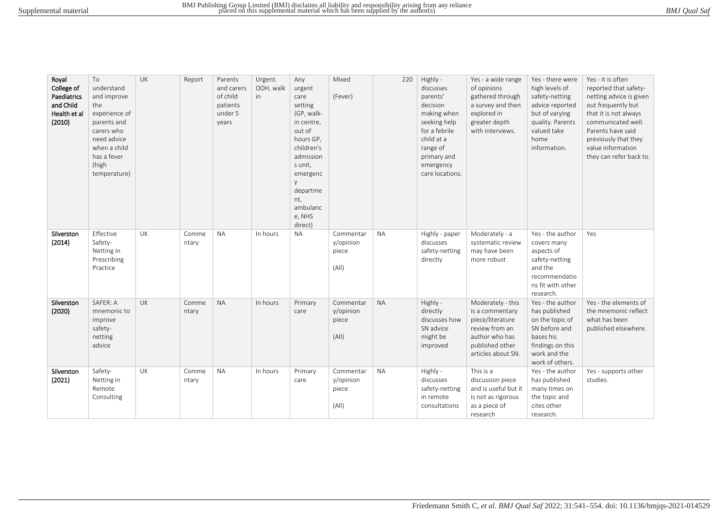| Royal College of Paediatrics and Child Health et al (2010) | To understand and improve the experience of parents and carers who need advice when a child has a fever (high temperature) | UK | Report | Parents and carers of child patients under 5 years | Urgent. OOH, walk in | Any urgent care setting (GP, walk-in centre, out of hours GP, children's admissions unit, emergency department, ambulance, NHS direct) | Mixed<br><br>(Fever) | 220 | Highly - discusses parents' decision making when seeking help for a febrile child at a range of primary and emergency care locations. | Yes - a wide range of opinions gathered through a survey and then explored in greater depth with interviews. | Yes - there were high levels of safety-netting advice reported but of varying quality. Parents valued take home information. | Yes - it is often reported that safety-netting advice is given out frequently but that it is not always communicated well. Parents have said previously that they value information they can refer back to. |
|---|---|---|---|---|---|---|---|---|---|---|---|---|
| Silverston (2014) | Effective Safety-Netting In Prescribing Practice | UK | Commentary | NA | In hours | NA | Commentary/opinion piece<br><br>(All) | NA | Highly - paper discusses safety-netting directly | Moderately - a systematic review may have been more robust | Yes - the author covers many aspects of safety-netting and the recommendations fit with other research. | Yes |
| Silverston (2020) | SAFER: A mnemonic to improve safety-netting advice | UK | Commentary | NA | In hours | Primary care | Commentary/opinion piece<br><br>(All) | NA | Highly - directly discusses how SN advice might be improved | Moderately - this is a commentary piece/literature review from an author who has published other articles about SN. | Yes - the author has published on the topic of SN before and bases his findings on this work and the work of others. | Yes - the elements of the mnemonic reflect what has been published elsewhere. |
| Silverston (2021) | Safety-Netting in Remote Consulting | UK | Commentary | NA | In hours | Primary care | Commentary/opinion piece<br><br>(All) | NA | Highly - discusses safety-netting in remote consultations | This is a discussion piece and is useful but it is not as rigorous as a piece of research | Yes - the author has published many times on the topic and cites other research. | Yes - supports other studies. |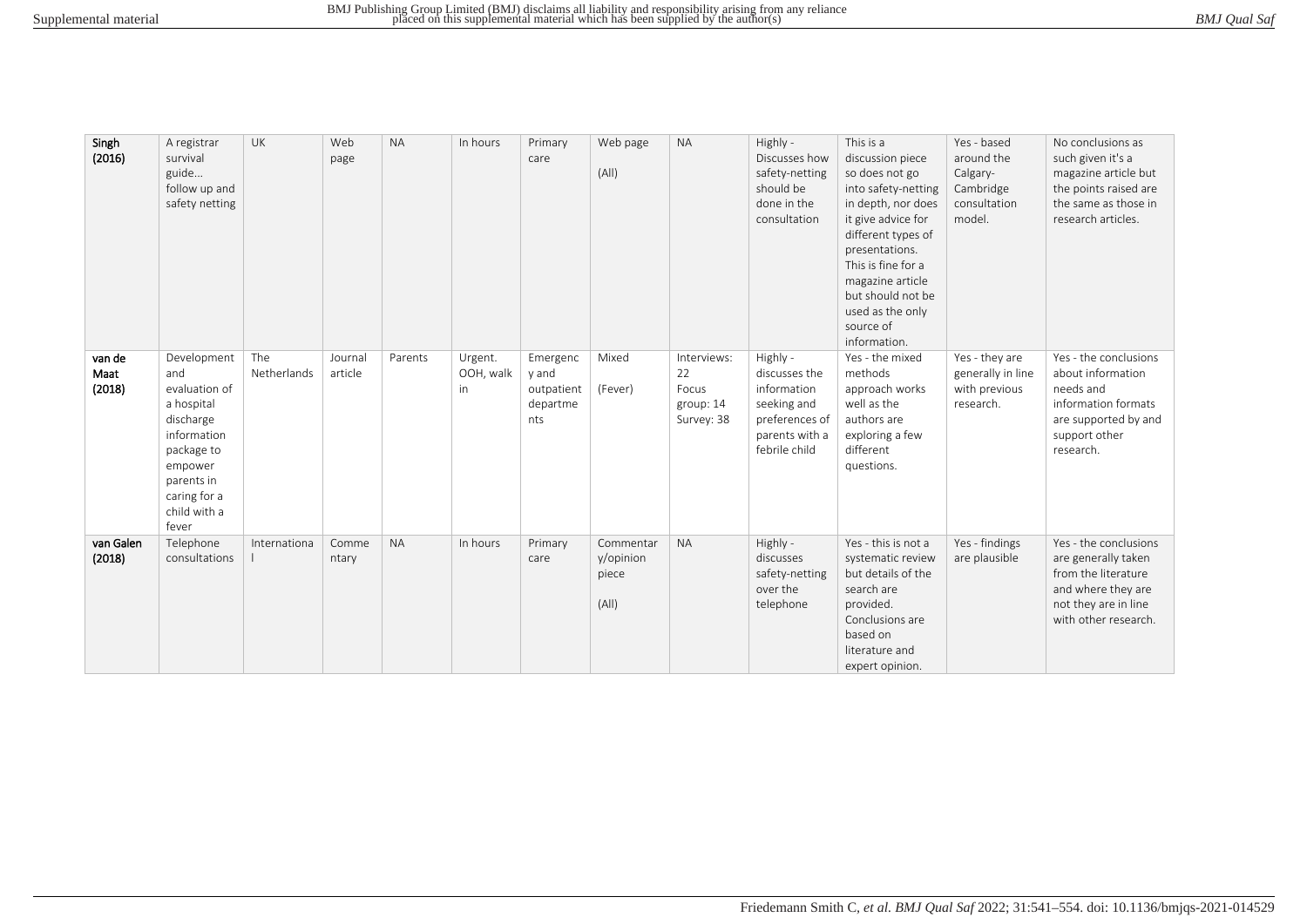| Singh (2016) | A registrar survival guide… follow up and safety netting | UK | Web page | NA | In hours | Primary care | Web page (All) | NA | Highly - Discusses how safety-netting should be done in the consultation | This is a discussion piece so does not go into safety-netting in depth, nor does it give advice for different types of presentations. This is fine for a magazine article but should not be used as the only source of information. | Yes - based around the Calgary-Cambridge consultation model. | No conclusions as such given it's a magazine article but the points raised are the same as those in research articles. |
|---|---|---|---|---|---|---|---|---|---|---|---|---|
| van de Maat (2018) | Development and evaluation of a hospital discharge information package to empower parents in caring for a child with a fever | The Netherlands | Journal article | Parents | Urgent. OOH, walk in | Emergency and outpatient departments | Mixed (Fever) | Interviews: 22 Focus group: 14 Survey: 38 | Highly - discusses the information seeking and preferences of parents with a febrile child | Yes - the mixed methods approach works well as the authors are exploring a few different questions. | Yes - they are generally in line with previous research. | Yes - the conclusions about information needs and information formats are supported by and support other research. |
| van Galen (2018) | Telephone consultations | International | Commentary | NA | In hours | Primary care | Commentary/opinion piece (All) | NA | Highly - discusses safety-netting over the telephone | Yes - this is not a systematic review but details of the search are provided. Conclusions are based on literature and expert opinion. | Yes - findings are plausible | Yes - the conclusions are generally taken from the literature and where they are not they are in line with other research. |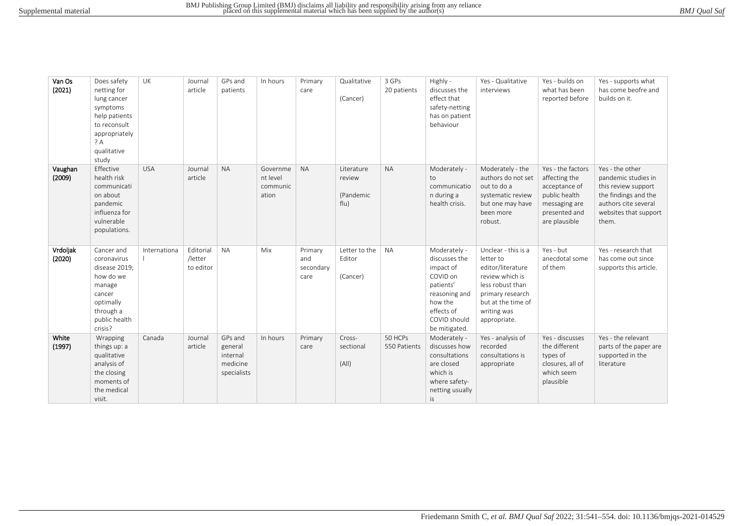| | | | | | | | | | | | | | |
|---|---|---|---|---|---|---|---|---|---|---|---|---|---|
| **Van Os (2021)** | Does safety netting for lung cancer symptoms help patients to reconsult appropriately? A qualitative study | UK | Journal article | GPs and patients | In hours | Primary care | Qualitative (Cancer) | 3 GPs 20 patients | Highly - discusses the effect that safety-netting has on patient behaviour | Yes - Qualitative interviews | Yes - builds on what has been reported before | Yes - supports what has come beofre and builds on it. |
| **Vaughan (2009)** | Effective health risk communication about pandemic influenza for vulnerable populations. | USA | Journal article | NA | Government level communication | NA | Literature review (Pandemic flu) | NA | Moderately - to communication during a health crisis. | Moderately - the authors do not set out to do a systematic review but one may have been more robust. | Yes - the factors affecting the acceptance of public health messaging are presented and are plausible | Yes - the other pandemic studies in this review support the findings and the authors cite several websites that support them. |
| **Vrdoljak (2020)** | Cancer and coronavirus disease 2019; how do we manage cancer optimally through a public health crisis? | International | Editorial /letter to editor | NA | Mix | Primary and secondary care | Letter to the Editor (Cancer) | NA | Moderately - discusses the impact of COVID on patients' reasoning and how the effects of COVID should be mitigated. | Unclear - this is a letter to editor/literature review which is less robust than primary research but at the time of writing was appropriate. | Yes - but anecdotal some of them | Yes - research that has come out since supports this article. |
| **White (1997)** | Wrapping things up: a qualitative analysis of the closing moments of the medical visit. | Canada | Journal article | GPs and general internal medicine specialists | In hours | Primary care | Cross-sectional (All) | 50 HCPs 550 Patients | Moderately - discusses how consultations are closed which is where safety-netting usually is | Yes - analysis of recorded consultations is appropriate | Yes - discusses the different types of closures, all of which seem plausible | Yes - the relevant parts of the paper are supported in the literature |